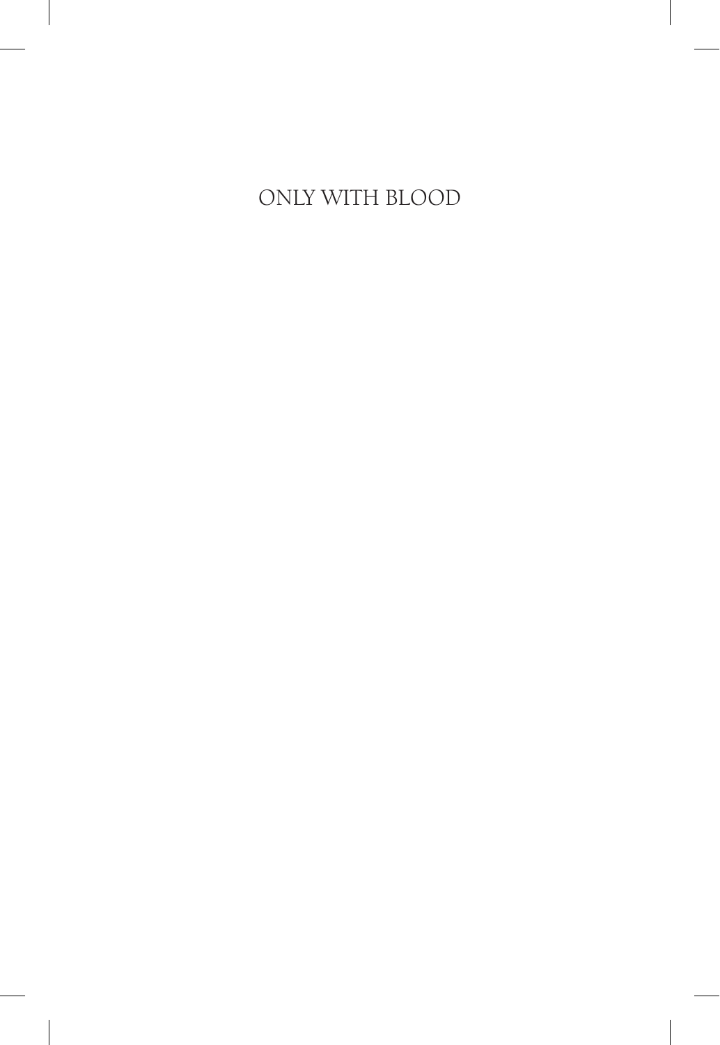# ONLY WITH BLOOD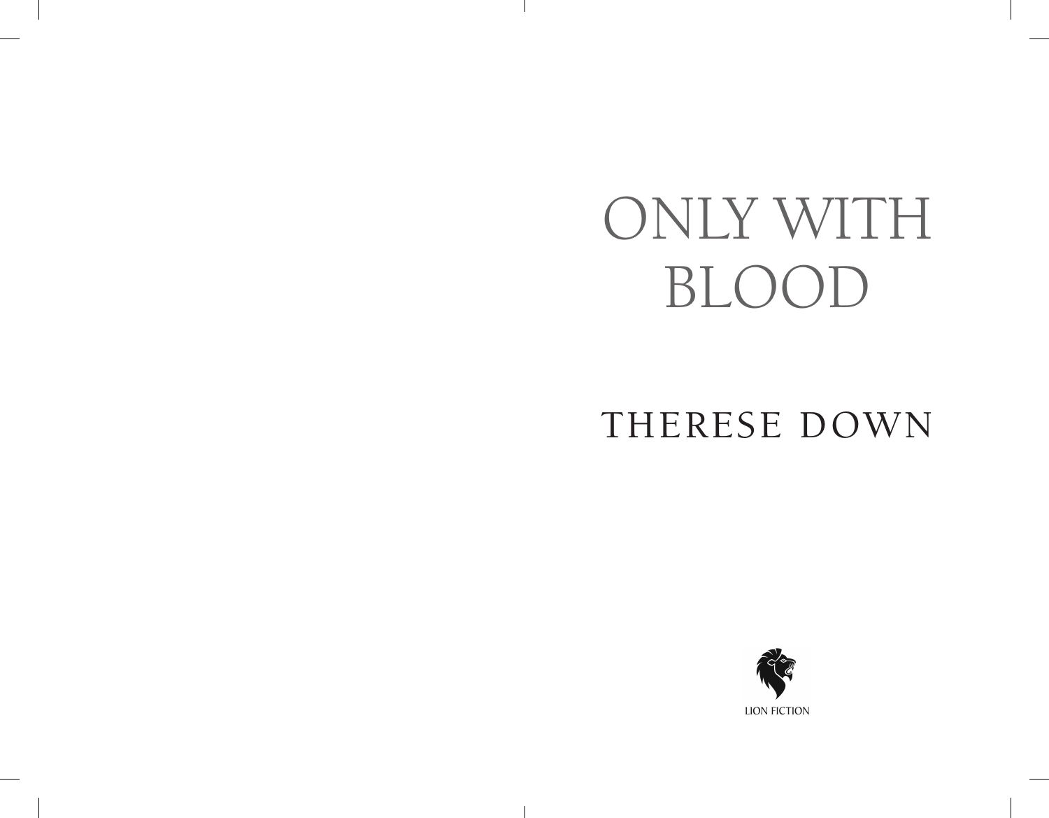# ONLY WITH BLOOD

## THERESE DOWN

LION FICTION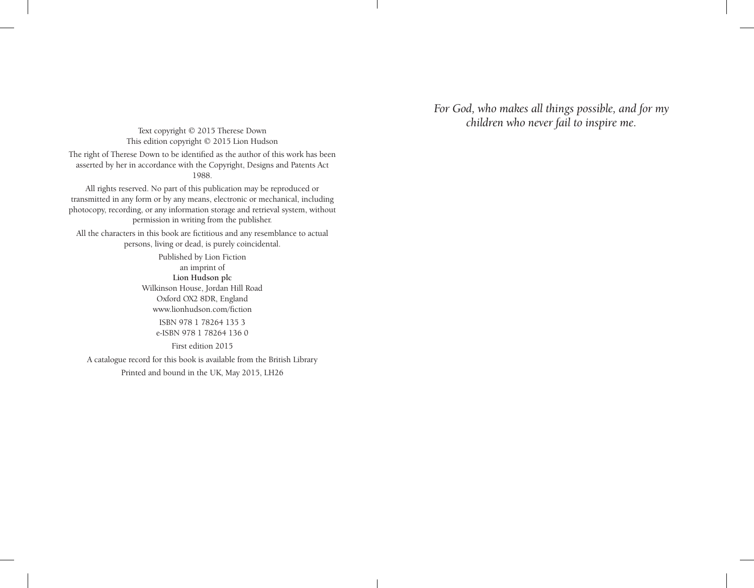Text copyright © 2015 Therese Down
This edition copyright © 2015 Lion Hudson

The right of Therese Down to be identified as the author of this work has been asserted by her in accordance with the Copyright, Designs and Patents Act 1988.

All rights reserved. No part of this publication may be reproduced or transmitted in any form or by any means, electronic or mechanical, including photocopy, recording, or any information storage and retrieval system, without permission in writing from the publisher.

All the characters in this book are fictitious and any resemblance to actual persons, living or dead, is purely coincidental.

Published by Lion Fiction
an imprint of
**Lion Hudson plc**
Wilkinson House, Jordan Hill Road
Oxford OX2 8DR, England
www.lionhudson.com/fiction

ISBN 978 1 78264 135 3
e-ISBN 978 1 78264 136 0

First edition 2015

A catalogue record for this book is available from the British Library

Printed and bound in the UK, May 2015, LH26

*For God, who makes all things possible, and for my children who never fail to inspire me.*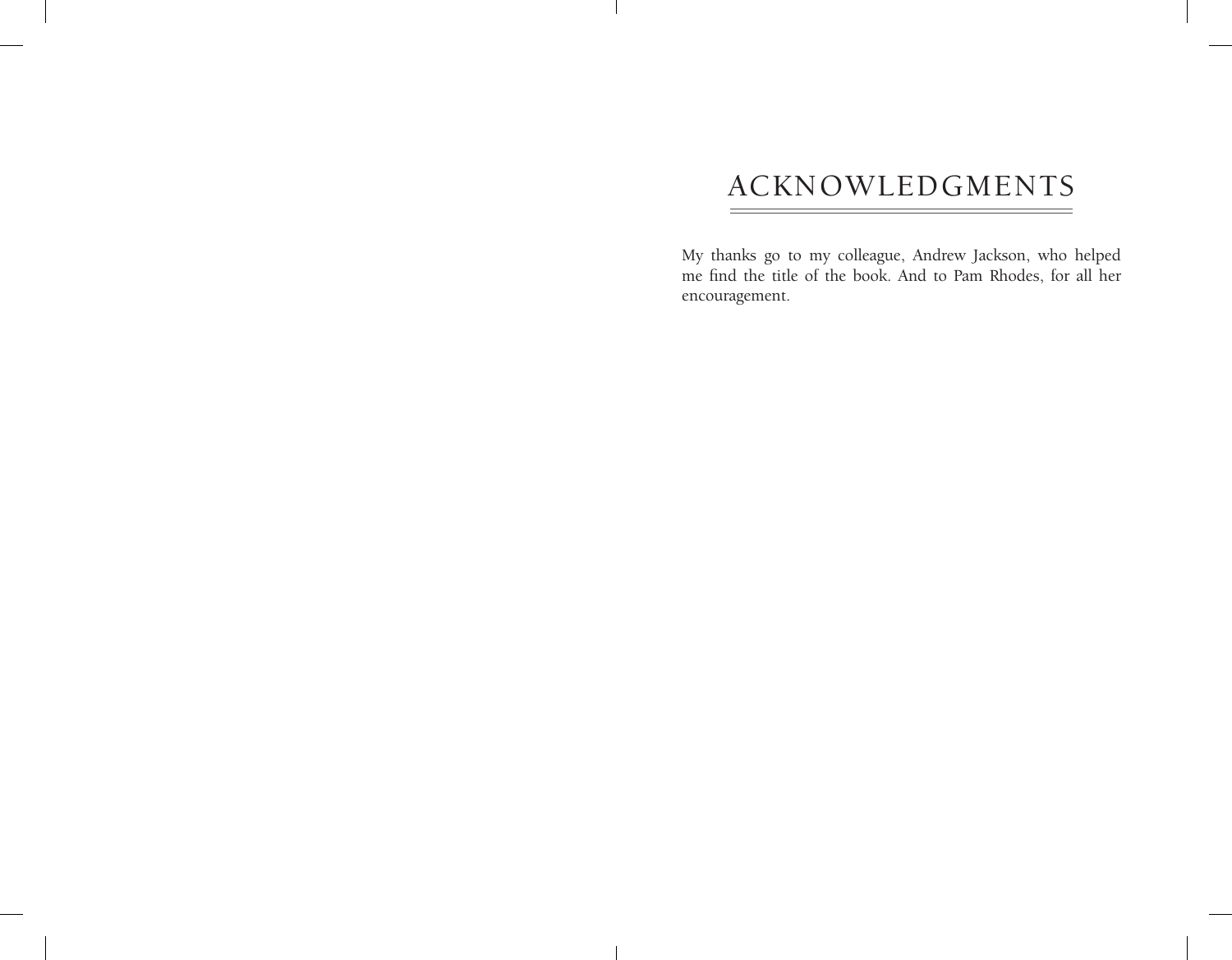# ACKNOWLEDGMENTS

My thanks go to my colleague, Andrew Jackson, who helped me find the title of the book. And to Pam Rhodes, for all her encouragement.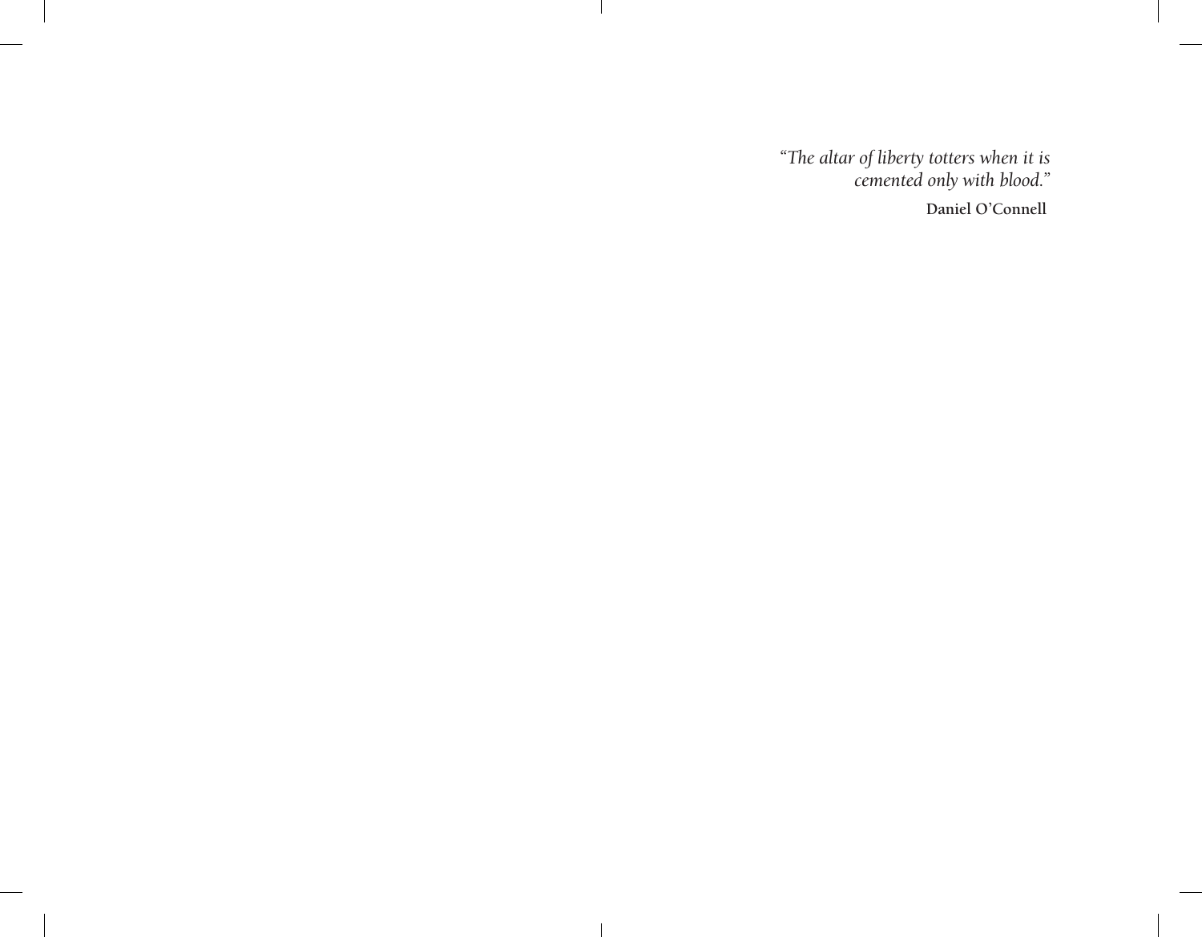*"The altar of liberty totters when it is cemented only with blood."*

**Daniel O'Connell**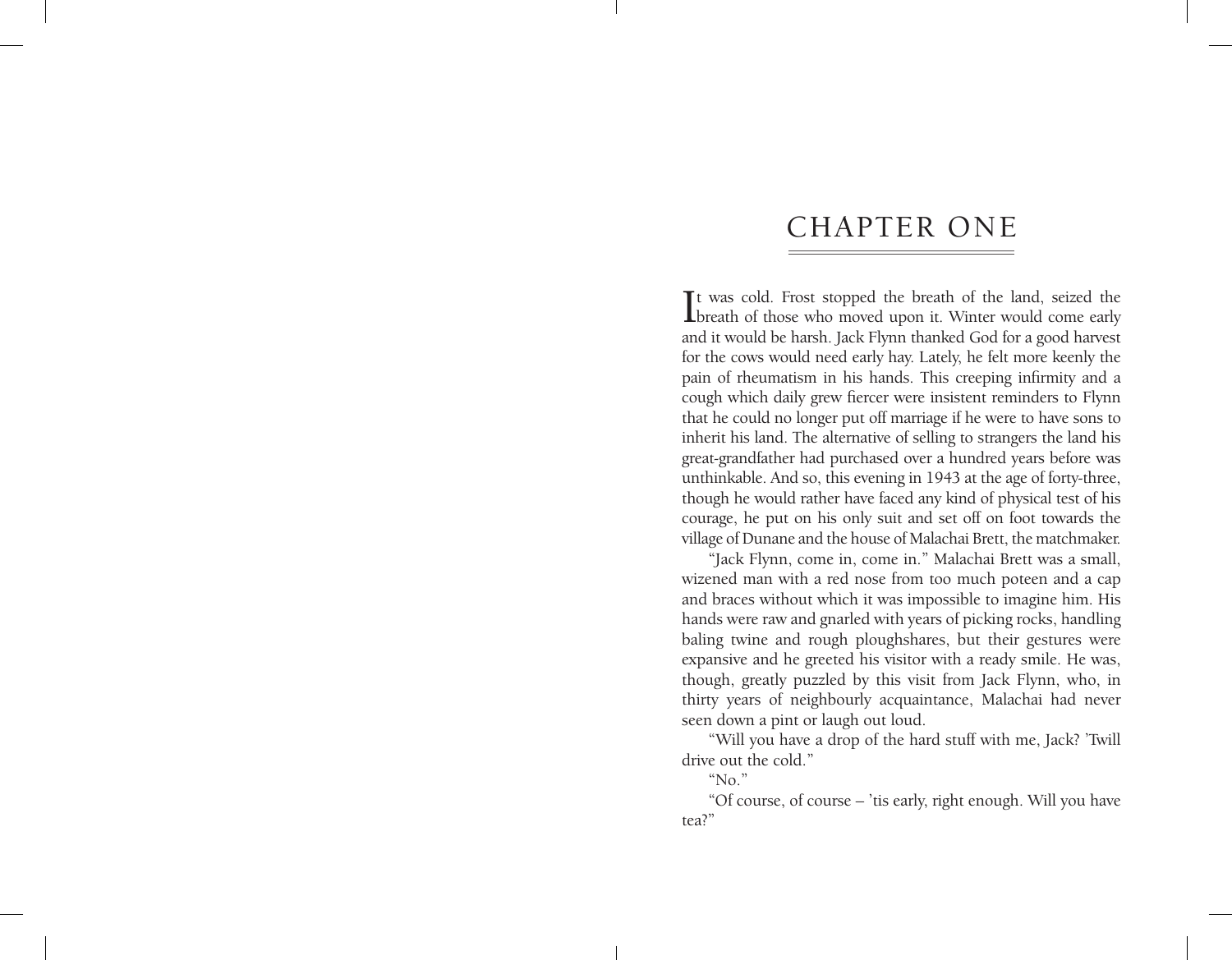# CHAPTER ONE

It was cold. Frost stopped the breath of the land, seized the breath of those who moved upon it. Winter would come early and it would be harsh. Jack Flynn thanked God for a good harvest for the cows would need early hay. Lately, he felt more keenly the pain of rheumatism in his hands. This creeping infirmity and a cough which daily grew fiercer were insistent reminders to Flynn that he could no longer put off marriage if he were to have sons to inherit his land. The alternative of selling to strangers the land his great-grandfather had purchased over a hundred years before was unthinkable. And so, this evening in 1943 at the age of forty-three, though he would rather have faced any kind of physical test of his courage, he put on his only suit and set off on foot towards the village of Dunane and the house of Malachai Brett, the matchmaker.

"Jack Flynn, come in, come in." Malachai Brett was a small, wizened man with a red nose from too much poteen and a cap and braces without which it was impossible to imagine him. His hands were raw and gnarled with years of picking rocks, handling baling twine and rough ploughshares, but their gestures were expansive and he greeted his visitor with a ready smile. He was, though, greatly puzzled by this visit from Jack Flynn, who, in thirty years of neighbourly acquaintance, Malachai had never seen down a pint or laugh out loud.

"Will you have a drop of the hard stuff with me, Jack? 'Twill drive out the cold."

"No."

"Of course, of course – 'tis early, right enough. Will you have tea?"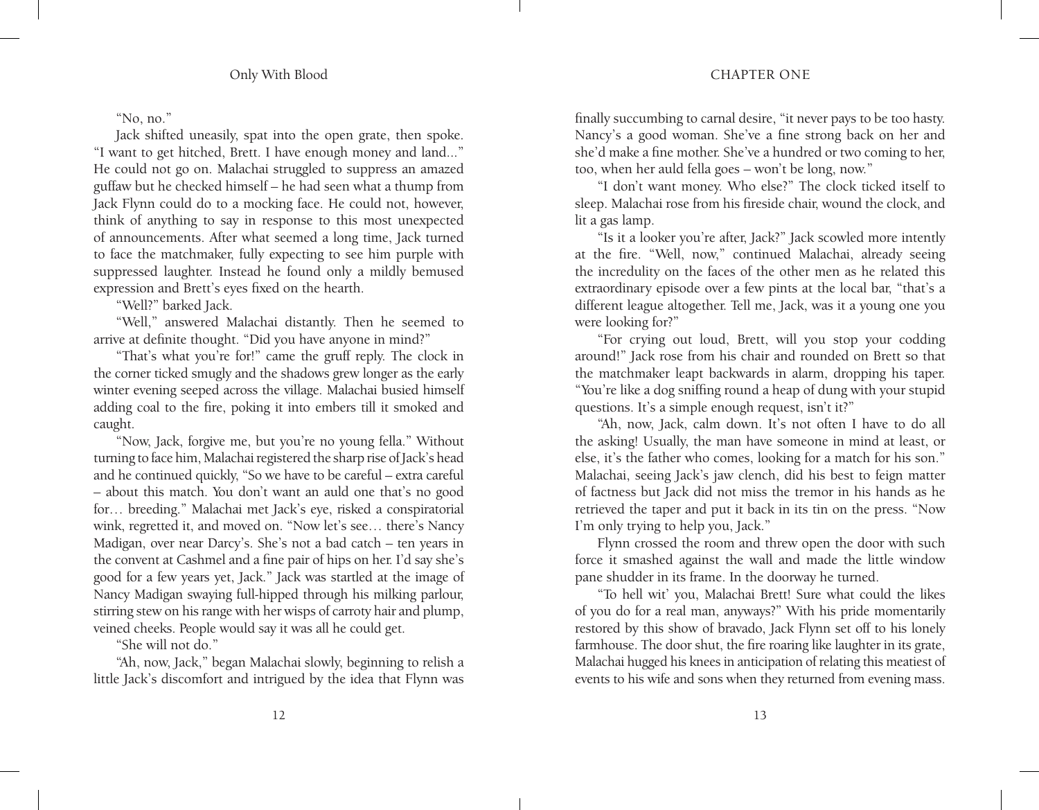"No, no."

Jack shifted uneasily, spat into the open grate, then spoke. "I want to get hitched, Brett. I have enough money and land..." He could not go on. Malachai struggled to suppress an amazed guffaw but he checked himself – he had seen what a thump from Jack Flynn could do to a mocking face. He could not, however, think of anything to say in response to this most unexpected of announcements. After what seemed a long time, Jack turned to face the matchmaker, fully expecting to see him purple with suppressed laughter. Instead he found only a mildly bemused expression and Brett's eyes fixed on the hearth.

"Well?" barked Jack.

"Well," answered Malachai distantly. Then he seemed to arrive at definite thought. "Did you have anyone in mind?"

"That's what you're for!" came the gruff reply. The clock in the corner ticked smugly and the shadows grew longer as the early winter evening seeped across the village. Malachai busied himself adding coal to the fire, poking it into embers till it smoked and caught.

"Now, Jack, forgive me, but you're no young fella." Without turning to face him, Malachai registered the sharp rise of Jack's head and he continued quickly, "So we have to be careful – extra careful – about this match. You don't want an auld one that's no good for… breeding." Malachai met Jack's eye, risked a conspiratorial wink, regretted it, and moved on. "Now let's see… there's Nancy Madigan, over near Darcy's. She's not a bad catch – ten years in the convent at Cashmel and a fine pair of hips on her. I'd say she's good for a few years yet, Jack." Jack was startled at the image of Nancy Madigan swaying full-hipped through his milking parlour, stirring stew on his range with her wisps of carroty hair and plump, veined cheeks. People would say it was all he could get.

"She will not do."

"Ah, now, Jack," began Malachai slowly, beginning to relish a little Jack's discomfort and intrigued by the idea that Flynn was finally succumbing to carnal desire, "it never pays to be too hasty. Nancy's a good woman. She's a fine strong back on her and she'd make a fine mother. She's a hundred or two coming to her, too, when her auld fella goes – won't be long, now."

"I don't want money. Who else?" The clock ticked itself to sleep. Malachai rose from his fireside chair, wound the clock, and lit a gas lamp.

"Is it a looker you're after, Jack?" Jack scowled more intently at the fire. "Well, now," continued Malachai, already seeing the incredulity on the faces of the other men as he related this extraordinary episode over a few pints at the local bar, "that's a different league altogether. Tell me, Jack, was it a young one you were looking for?"

"For crying out loud, Brett, will you stop your codding around!" Jack rose from his chair and rounded on Brett so that the matchmaker leapt backwards in alarm, dropping his taper. "You're like a dog sniffing round a heap of dung with your stupid questions. It's a simple enough request, isn't it?"

"Ah, now, Jack, calm down. It's not often I have to do all the asking! Usually, the man have someone in mind at least, or else, it's the father who comes, looking for a match for his son." Malachai, seeing Jack's jaw clench, did his best to feign matter of factness but Jack did not miss the tremor in his hands as he retrieved the taper and put it back in its tin on the press. "Now I'm only trying to help you, Jack."

Flynn crossed the room and threw open the door with such force it smashed against the wall and made the little window pane shudder in its frame. In the doorway he turned.

"To hell wit' you, Malachai Brett! Sure what could the likes of you do for a real man, anyways?" With his pride momentarily restored by this show of bravado, Jack Flynn set off to his lonely farmhouse. The door shut, the fire roaring like laughter in its grate, Malachai hugged his knees in anticipation of relating this meatiest of events to his wife and sons when they returned from evening mass.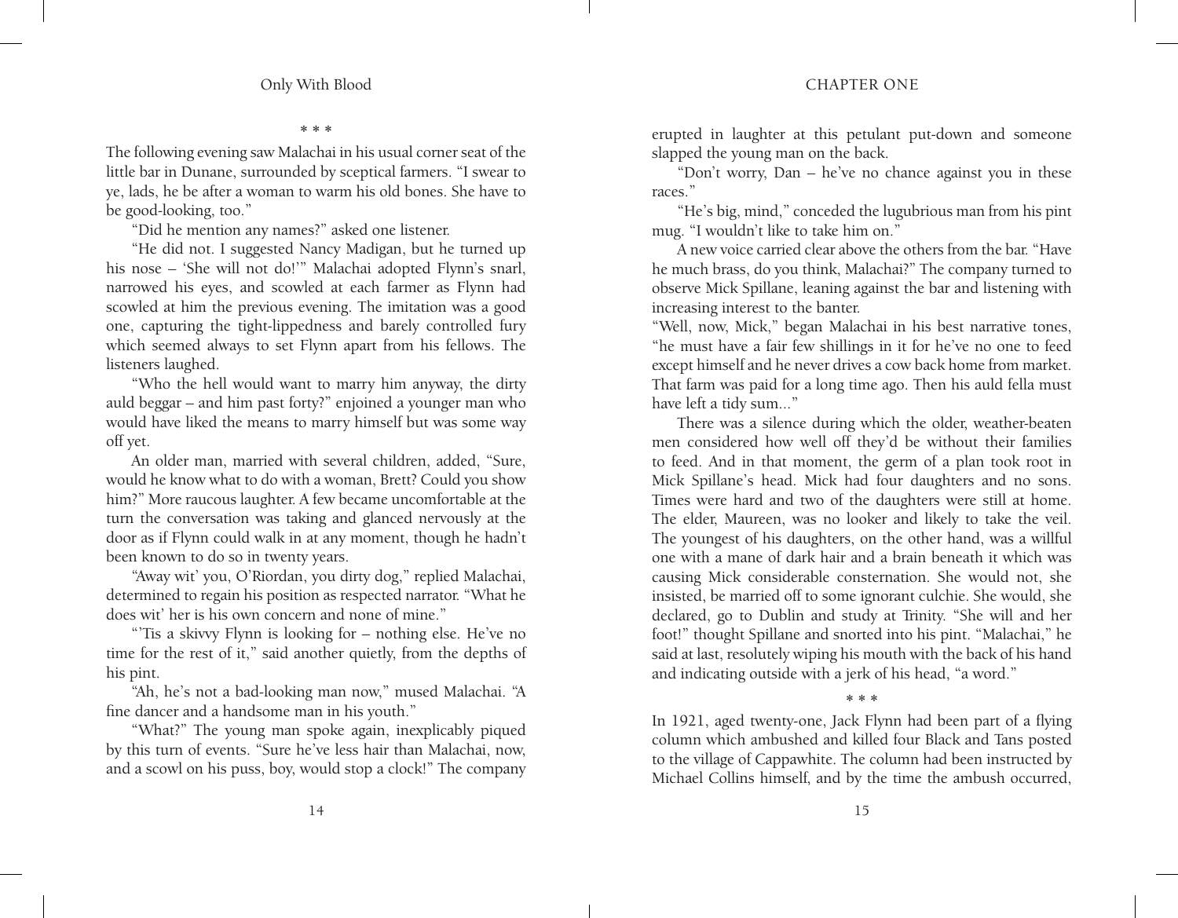\* \* \*

The following evening saw Malachai in his usual corner seat of the little bar in Dunane, surrounded by sceptical farmers. "I swear to ye, lads, he be after a woman to warm his old bones. She have to be good-looking, too."

"Did he mention any names?" asked one listener.

"He did not. I suggested Nancy Madigan, but he turned up his nose – 'She will not do!'" Malachai adopted Flynn's snarl, narrowed his eyes, and scowled at each farmer as Flynn had scowled at him the previous evening. The imitation was a good one, capturing the tight-lippedness and barely controlled fury which seemed always to set Flynn apart from his fellows. The listeners laughed.

"Who the hell would want to marry him anyway, the dirty auld beggar – and him past forty?" enjoined a younger man who would have liked the means to marry himself but was some way off yet.

An older man, married with several children, added, "Sure, would he know what to do with a woman, Brett? Could you show him?" More raucous laughter. A few became uncomfortable at the turn the conversation was taking and glanced nervously at the door as if Flynn could walk in at any moment, though he hadn't been known to do so in twenty years.

"Away wit' you, O'Riordan, you dirty dog," replied Malachai, determined to regain his position as respected narrator. "What he does wit' her is his own concern and none of mine."

"'Tis a skivvy Flynn is looking for – nothing else. He've no time for the rest of it," said another quietly, from the depths of his pint.

"Ah, he's not a bad-looking man now," mused Malachai. "A fine dancer and a handsome man in his youth."

"What?" The young man spoke again, inexplicably piqued by this turn of events. "Sure he've less hair than Malachai, now, and a scowl on his puss, boy, would stop a clock!" The company erupted in laughter at this petulant put-down and someone slapped the young man on the back.

"Don't worry, Dan – he've no chance against you in these races."

"He's big, mind," conceded the lugubrious man from his pint mug. "I wouldn't like to take him on."

A new voice carried clear above the others from the bar. "Have he much brass, do you think, Malachai?" The company turned to observe Mick Spillane, leaning against the bar and listening with increasing interest to the banter.

"Well, now, Mick," began Malachai in his best narrative tones, "he must have a fair few shillings in it for he've no one to feed except himself and he never drives a cow back home from market. That farm was paid for a long time ago. Then his auld fella must have left a tidy sum..."

There was a silence during which the older, weather-beaten men considered how well off they'd be without their families to feed. And in that moment, the germ of a plan took root in Mick Spillane's head. Mick had four daughters and no sons. Times were hard and two of the daughters were still at home. The elder, Maureen, was no looker and likely to take the veil. The youngest of his daughters, on the other hand, was a willful one with a mane of dark hair and a brain beneath it which was causing Mick considerable consternation. She would not, she insisted, be married off to some ignorant culchie. She would, she declared, go to Dublin and study at Trinity. "She will and her foot!" thought Spillane and snorted into his pint. "Malachai," he said at last, resolutely wiping his mouth with the back of his hand and indicating outside with a jerk of his head, "a word."

\* \* \*

In 1921, aged twenty-one, Jack Flynn had been part of a flying column which ambushed and killed four Black and Tans posted to the village of Cappawhite. The column had been instructed by Michael Collins himself, and by the time the ambush occurred,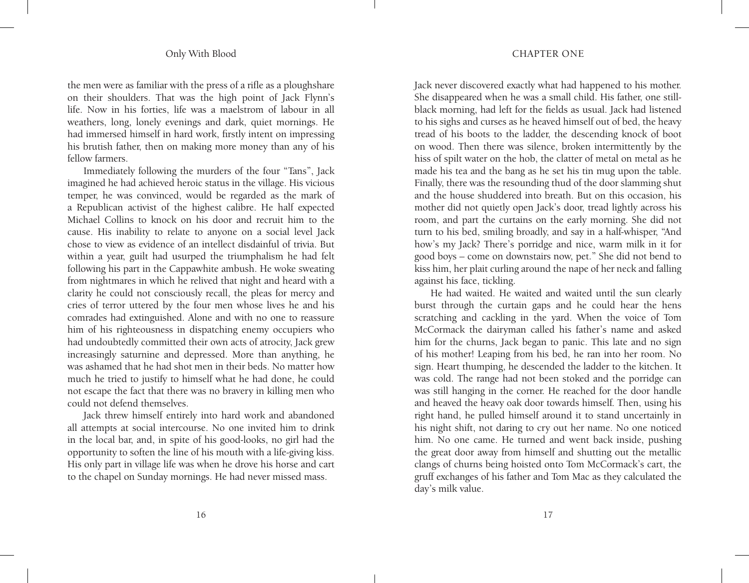the men were as familiar with the press of a rifle as a ploughshare on their shoulders. That was the high point of Jack Flynn's life. Now in his forties, life was a maelstrom of labour in all weathers, long, lonely evenings and dark, quiet mornings. He had immersed himself in hard work, firstly intent on impressing his brutish father, then on making more money than any of his fellow farmers.

Immediately following the murders of the four "Tans", Jack imagined he had achieved heroic status in the village. His vicious temper, he was convinced, would be regarded as the mark of a Republican activist of the highest calibre. He half expected Michael Collins to knock on his door and recruit him to the cause. His inability to relate to anyone on a social level Jack chose to view as evidence of an intellect disdainful of trivia. But within a year, guilt had usurped the triumphalism he had felt following his part in the Cappawhite ambush. He woke sweating from nightmares in which he relived that night and heard with a clarity he could not consciously recall, the pleas for mercy and cries of terror uttered by the four men whose lives he and his comrades had extinguished. Alone and with no one to reassure him of his righteousness in dispatching enemy occupiers who had undoubtedly committed their own acts of atrocity, Jack grew increasingly saturnine and depressed. More than anything, he was ashamed that he had shot men in their beds. No matter how much he tried to justify to himself what he had done, he could not escape the fact that there was no bravery in killing men who could not defend themselves.

Jack threw himself entirely into hard work and abandoned all attempts at social intercourse. No one invited him to drink in the local bar, and, in spite of his good-looks, no girl had the opportunity to soften the line of his mouth with a life-giving kiss. His only part in village life was when he drove his horse and cart to the chapel on Sunday mornings. He had never missed mass.

Jack never discovered exactly what had happened to his mother. She disappeared when he was a small child. His father, one still-black morning, had left for the fields as usual. Jack had listened to his sighs and curses as he heaved himself out of bed, the heavy tread of his boots to the ladder, the descending knock of boot on wood. Then there was silence, broken intermittently by the hiss of spilt water on the hob, the clatter of metal on metal as he made his tea and the bang as he set his tin mug upon the table. Finally, there was the resounding thud of the door slamming shut and the house shuddered into breath. But on this occasion, his mother did not quietly open Jack's door, tread lightly across his room, and part the curtains on the early morning. She did not turn to his bed, smiling broadly, and say in a half-whisper, "And how's my Jack? There's porridge and nice, warm milk in it for good boys – come on downstairs now, pet." She did not bend to kiss him, her plait curling around the nape of her neck and falling against his face, tickling.

He had waited. He waited and waited until the sun clearly burst through the curtain gaps and he could hear the hens scratching and cackling in the yard. When the voice of Tom McCormack the dairyman called his father's name and asked him for the churns, Jack began to panic. This late and no sign of his mother! Leaping from his bed, he ran into her room. No sign. Heart thumping, he descended the ladder to the kitchen. It was cold. The range had not been stoked and the porridge can was still hanging in the corner. He reached for the door handle and heaved the heavy oak door towards himself. Then, using his right hand, he pulled himself around it to stand uncertainly in his night shift, not daring to cry out her name. No one noticed him. No one came. He turned and went back inside, pushing the great door away from himself and shutting out the metallic clangs of churns being hoisted onto Tom McCormack's cart, the gruff exchanges of his father and Tom Mac as they calculated the day's milk value.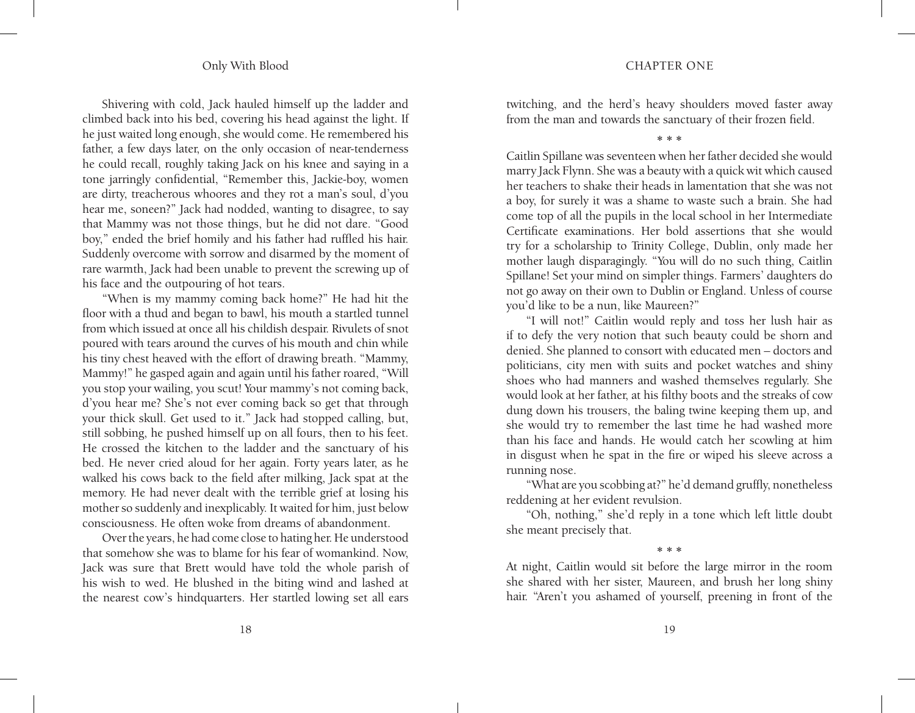Shivering with cold, Jack hauled himself up the ladder and climbed back into his bed, covering his head against the light. If he just waited long enough, she would come. He remembered his father, a few days later, on the only occasion of near-tenderness he could recall, roughly taking Jack on his knee and saying in a tone jarringly confidential, "Remember this, Jackie-boy, women are dirty, treacherous whoores and they rot a man's soul, d'you hear me, soneen?" Jack had nodded, wanting to disagree, to say that Mammy was not those things, but he did not dare. "Good boy," ended the brief homily and his father had ruffled his hair. Suddenly overcome with sorrow and disarmed by the moment of rare warmth, Jack had been unable to prevent the screwing up of his face and the outpouring of hot tears.

"When is my mammy coming back home?" He had hit the floor with a thud and began to bawl, his mouth a startled tunnel from which issued at once all his childish despair. Rivulets of snot poured with tears around the curves of his mouth and chin while his tiny chest heaved with the effort of drawing breath. "Mammy, Mammy!" he gasped again and again until his father roared, "Will you stop your wailing, you scut! Your mammy's not coming back, d'you hear me? She's not ever coming back so get that through your thick skull. Get used to it." Jack had stopped calling, but, still sobbing, he pushed himself up on all fours, then to his feet. He crossed the kitchen to the ladder and the sanctuary of his bed. He never cried aloud for her again. Forty years later, as he walked his cows back to the field after milking, Jack spat at the memory. He had never dealt with the terrible grief at losing his mother so suddenly and inexplicably. It waited for him, just below consciousness. He often woke from dreams of abandonment.

Over the years, he had come close to hating her. He understood that somehow she was to blame for his fear of womankind. Now, Jack was sure that Brett would have told the whole parish of his wish to wed. He blushed in the biting wind and lashed at the nearest cow's hindquarters. Her startled lowing set all ears twitching, and the herd's heavy shoulders moved faster away from the man and towards the sanctuary of their frozen field.

\* \* \*

Caitlin Spillane was seventeen when her father decided she would marry Jack Flynn. She was a beauty with a quick wit which caused her teachers to shake their heads in lamentation that she was not a boy, for surely it was a shame to waste such a brain. She had come top of all the pupils in the local school in her Intermediate Certificate examinations. Her bold assertions that she would try for a scholarship to Trinity College, Dublin, only made her mother laugh disparagingly. "You will do no such thing, Caitlin Spillane! Set your mind on simpler things. Farmers' daughters do not go away on their own to Dublin or England. Unless of course you'd like to be a nun, like Maureen?"

"I will not!" Caitlin would reply and toss her lush hair as if to defy the very notion that such beauty could be shorn and denied. She planned to consort with educated men – doctors and politicians, city men with suits and pocket watches and shiny shoes who had manners and washed themselves regularly. She would look at her father, at his filthy boots and the streaks of cow dung down his trousers, the baling twine keeping them up, and she would try to remember the last time he had washed more than his face and hands. He would catch her scowling at him in disgust when he spat in the fire or wiped his sleeve across a running nose.

"What are you scobbing at?" he'd demand gruffly, nonetheless reddening at her evident revulsion.

"Oh, nothing," she'd reply in a tone which left little doubt she meant precisely that.

\* \* \*

At night, Caitlin would sit before the large mirror in the room she shared with her sister, Maureen, and brush her long shiny hair. "Aren't you ashamed of yourself, preening in front of the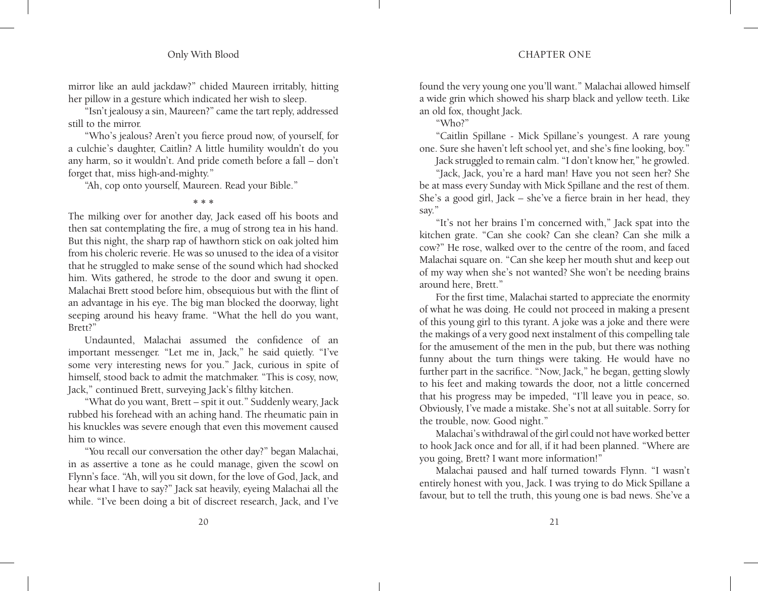mirror like an auld jackdaw?" chided Maureen irritably, hitting her pillow in a gesture which indicated her wish to sleep.

"Isn't jealousy a sin, Maureen?" came the tart reply, addressed still to the mirror.

"Who's jealous? Aren't you fierce proud now, of yourself, for a culchie's daughter, Caitlin? A little humility wouldn't do you any harm, so it wouldn't. And pride cometh before a fall – don't forget that, miss high-and-mighty."

"Ah, cop onto yourself, Maureen. Read your Bible."

\* \* \*

The milking over for another day, Jack eased off his boots and then sat contemplating the fire, a mug of strong tea in his hand. But this night, the sharp rap of hawthorn stick on oak jolted him from his choleric reverie. He was so unused to the idea of a visitor that he struggled to make sense of the sound which had shocked him. Wits gathered, he strode to the door and swung it open. Malachai Brett stood before him, obsequious but with the flint of an advantage in his eye. The big man blocked the doorway, light seeping around his heavy frame. "What the hell do you want, Brett?"

Undaunted, Malachai assumed the confidence of an important messenger. "Let me in, Jack," he said quietly. "I've some very interesting news for you." Jack, curious in spite of himself, stood back to admit the matchmaker. "This is cosy, now, Jack," continued Brett, surveying Jack's filthy kitchen.

"What do you want, Brett – spit it out." Suddenly weary, Jack rubbed his forehead with an aching hand. The rheumatic pain in his knuckles was severe enough that even this movement caused him to wince.

"You recall our conversation the other day?" began Malachai, in as assertive a tone as he could manage, given the scowl on Flynn's face. "Ah, will you sit down, for the love of God, Jack, and hear what I have to say?" Jack sat heavily, eyeing Malachai all the while. "I've been doing a bit of discreet research, Jack, and I've found the very young one you'll want." Malachai allowed himself a wide grin which showed his sharp black and yellow teeth. Like an old fox, thought Jack.

"Who?"

"Caitlin Spillane - Mick Spillane's youngest. A rare young one. Sure she haven't left school yet, and she's fine looking, boy."

Jack struggled to remain calm. "I don't know her," he growled.

"Jack, Jack, you're a hard man! Have you not seen her? She be at mass every Sunday with Mick Spillane and the rest of them. She's a good girl, Jack – she've a fierce brain in her head, they say."

"It's not her brains I'm concerned with," Jack spat into the kitchen grate. "Can she cook? Can she clean? Can she milk a cow?" He rose, walked over to the centre of the room, and faced Malachai square on. "Can she keep her mouth shut and keep out of my way when she's not wanted? She won't be needing brains around here, Brett."

For the first time, Malachai started to appreciate the enormity of what he was doing. He could not proceed in making a present of this young girl to this tyrant. A joke was a joke and there were the makings of a very good next instalment of this compelling tale for the amusement of the men in the pub, but there was nothing funny about the turn things were taking. He would have no further part in the sacrifice. "Now, Jack," he began, getting slowly to his feet and making towards the door, not a little concerned that his progress may be impeded, "I'll leave you in peace, so. Obviously, I've made a mistake. She's not at all suitable. Sorry for the trouble, now. Good night."

Malachai's withdrawal of the girl could not have worked better to hook Jack once and for all, if it had been planned. "Where are you going, Brett? I want more information!"

Malachai paused and half turned towards Flynn. "I wasn't entirely honest with you, Jack. I was trying to do Mick Spillane a favour, but to tell the truth, this young one is bad news. She've a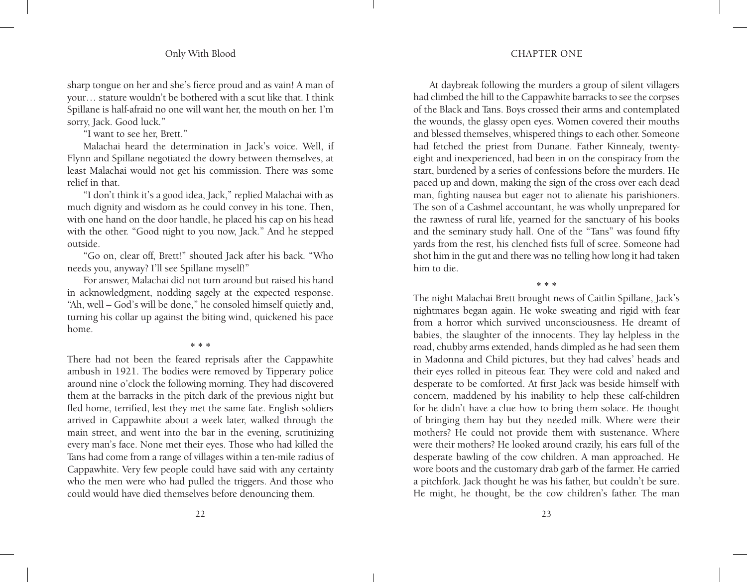sharp tongue on her and she's fierce proud and as vain! A man of your… stature wouldn't be bothered with a scut like that. I think Spillane is half-afraid no one will want her, the mouth on her. I'm sorry, Jack. Good luck."

"I want to see her, Brett."

Malachai heard the determination in Jack's voice. Well, if Flynn and Spillane negotiated the dowry between themselves, at least Malachai would not get his commission. There was some relief in that.

"I don't think it's a good idea, Jack," replied Malachai with as much dignity and wisdom as he could convey in his tone. Then, with one hand on the door handle, he placed his cap on his head with the other. "Good night to you now, Jack." And he stepped outside.

"Go on, clear off, Brett!" shouted Jack after his back. "Who needs you, anyway? I'll see Spillane myself!"

For answer, Malachai did not turn around but raised his hand in acknowledgment, nodding sagely at the expected response. "Ah, well – God's will be done," he consoled himself quietly and, turning his collar up against the biting wind, quickened his pace home.

\* \* \*

There had not been the feared reprisals after the Cappawhite ambush in 1921. The bodies were removed by Tipperary police around nine o'clock the following morning. They had discovered them at the barracks in the pitch dark of the previous night but fled home, terrified, lest they met the same fate. English soldiers arrived in Cappawhite about a week later, walked through the main street, and went into the bar in the evening, scrutinizing every man's face. None met their eyes. Those who had killed the Tans had come from a range of villages within a ten-mile radius of Cappawhite. Very few people could have said with any certainty who the men were who had pulled the triggers. And those who could would have died themselves before denouncing them.

At daybreak following the murders a group of silent villagers had climbed the hill to the Cappawhite barracks to see the corpses of the Black and Tans. Boys crossed their arms and contemplated the wounds, the glassy open eyes. Women covered their mouths and blessed themselves, whispered things to each other. Someone had fetched the priest from Dunane. Father Kinnealy, twenty-eight and inexperienced, had been in on the conspiracy from the start, burdened by a series of confessions before the murders. He paced up and down, making the sign of the cross over each dead man, fighting nausea but eager not to alienate his parishioners. The son of a Cashmel accountant, he was wholly unprepared for the rawness of rural life, yearned for the sanctuary of his books and the seminary study hall. One of the "Tans" was found fifty yards from the rest, his clenched fists full of scree. Someone had shot him in the gut and there was no telling how long it had taken him to die.

\* \* \*

The night Malachai Brett brought news of Caitlin Spillane, Jack's nightmares began again. He woke sweating and rigid with fear from a horror which survived unconsciousness. He dreamt of babies, the slaughter of the innocents. They lay helpless in the road, chubby arms extended, hands dimpled as he had seen them in Madonna and Child pictures, but they had calves' heads and their eyes rolled in piteous fear. They were cold and naked and desperate to be comforted. At first Jack was beside himself with concern, maddened by his inability to help these calf-children for he didn't have a clue how to bring them solace. He thought of bringing them hay but they needed milk. Where were their mothers? He could not provide them with sustenance. Where were their mothers? He looked around crazily, his ears full of the desperate bawling of the cow children. A man approached. He wore boots and the customary drab garb of the farmer. He carried a pitchfork. Jack thought he was his father, but couldn't be sure. He might, he thought, be the cow children's father. The man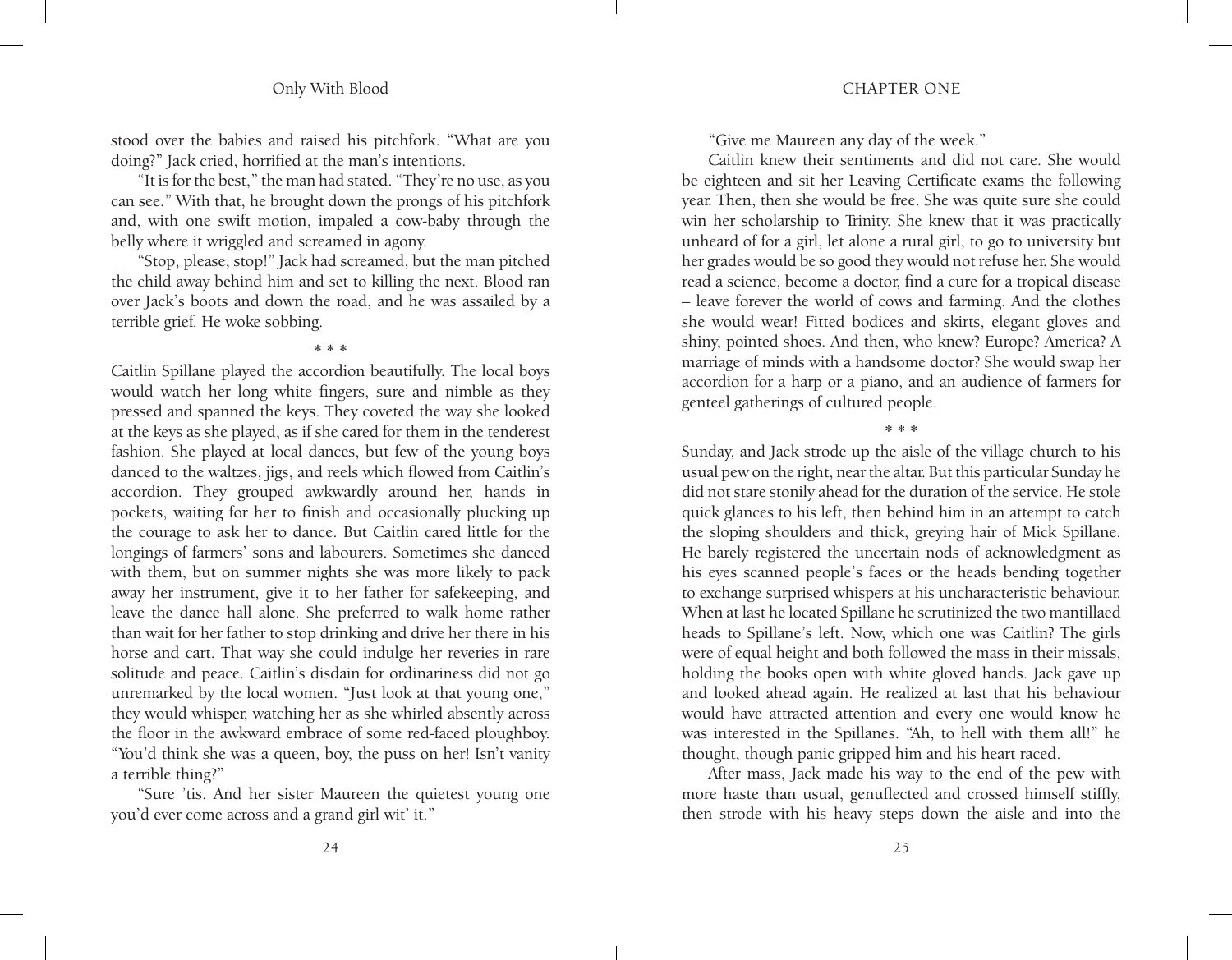stood over the babies and raised his pitchfork. "What are you doing?" Jack cried, horrified at the man's intentions.

"It is for the best," the man had stated. "They're no use, as you can see." With that, he brought down the prongs of his pitchfork and, with one swift motion, impaled a cow-baby through the belly where it wriggled and screamed in agony.

"Stop, please, stop!" Jack had screamed, but the man pitched the child away behind him and set to killing the next. Blood ran over Jack's boots and down the road, and he was assailed by a terrible grief. He woke sobbing.

\* \* \*

Caitlin Spillane played the accordion beautifully. The local boys would watch her long white fingers, sure and nimble as they pressed and spanned the keys. They coveted the way she looked at the keys as she played, as if she cared for them in the tenderest fashion. She played at local dances, but few of the young boys danced to the waltzes, jigs, and reels which flowed from Caitlin's accordion. They grouped awkwardly around her, hands in pockets, waiting for her to finish and occasionally plucking up the courage to ask her to dance. But Caitlin cared little for the longings of farmers' sons and labourers. Sometimes she danced with them, but on summer nights she was more likely to pack away her instrument, give it to her father for safekeeping, and leave the dance hall alone. She preferred to walk home rather than wait for her father to stop drinking and drive her there in his horse and cart. That way she could indulge her reveries in rare solitude and peace. Caitlin's disdain for ordinariness did not go unremarked by the local women. "Just look at that young one," they would whisper, watching her as she whirled absently across the floor in the awkward embrace of some red-faced ploughboy. "You'd think she was a queen, boy, the puss on her! Isn't vanity a terrible thing?"

"Sure 'tis. And her sister Maureen the quietest young one you'd ever come across and a grand girl wit' it."

"Give me Maureen any day of the week."

Caitlin knew their sentiments and did not care. She would be eighteen and sit her Leaving Certificate exams the following year. Then, then she would be free. She was quite sure she could win her scholarship to Trinity. She knew that it was practically unheard of for a girl, let alone a rural girl, to go to university but her grades would be so good they would not refuse her. She would read a science, become a doctor, find a cure for a tropical disease – leave forever the world of cows and farming. And the clothes she would wear! Fitted bodices and skirts, elegant gloves and shiny, pointed shoes. And then, who knew? Europe? America? A marriage of minds with a handsome doctor? She would swap her accordion for a harp or a piano, and an audience of farmers for genteel gatherings of cultured people.

\* \* \*

Sunday, and Jack strode up the aisle of the village church to his usual pew on the right, near the altar. But this particular Sunday he did not stare stonily ahead for the duration of the service. He stole quick glances to his left, then behind him in an attempt to catch the sloping shoulders and thick, greying hair of Mick Spillane. He barely registered the uncertain nods of acknowledgment as his eyes scanned people's faces or the heads bending together to exchange surprised whispers at his uncharacteristic behaviour. When at last he located Spillane he scrutinized the two mantillaed heads to Spillane's left. Now, which one was Caitlin? The girls were of equal height and both followed the mass in their missals, holding the books open with white gloved hands. Jack gave up and looked ahead again. He realized at last that his behaviour would have attracted attention and every one would know he was interested in the Spillanes. "Ah, to hell with them all!" he thought, though panic gripped him and his heart raced.

After mass, Jack made his way to the end of the pew with more haste than usual, genuflected and crossed himself stiffly, then strode with his heavy steps down the aisle and into the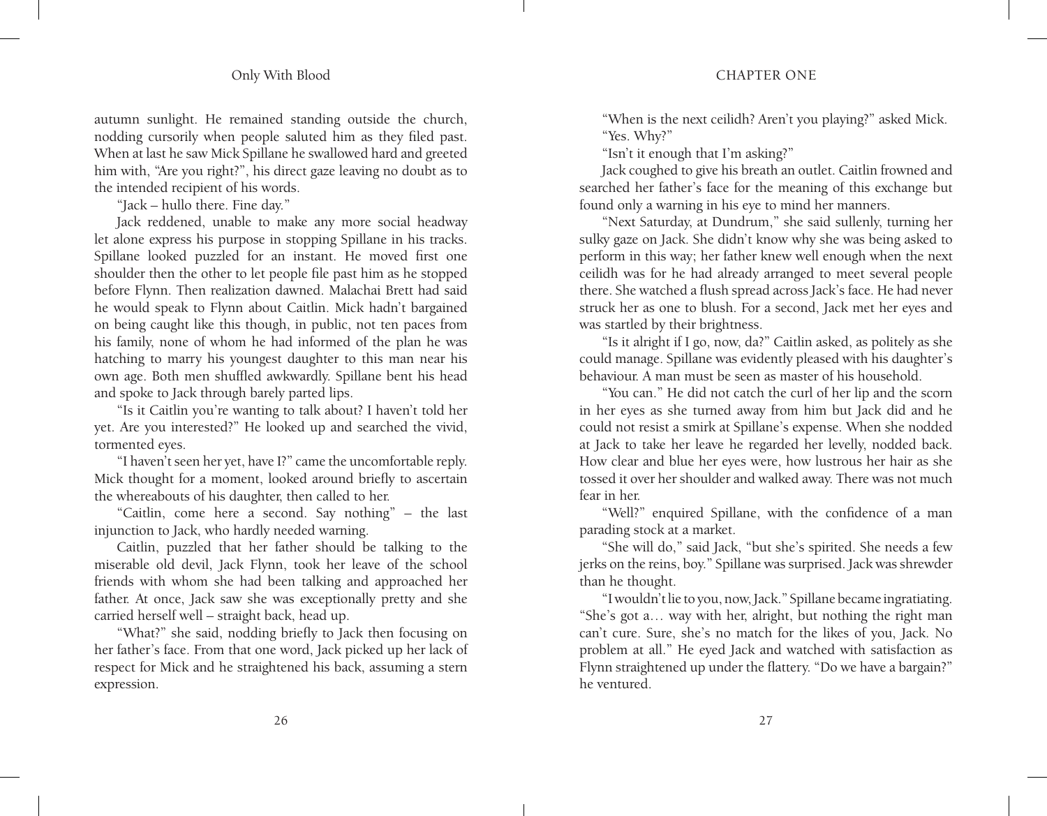autumn sunlight. He remained standing outside the church, nodding cursorily when people saluted him as they filed past. When at last he saw Mick Spillane he swallowed hard and greeted him with, "Are you right?", his direct gaze leaving no doubt as to the intended recipient of his words.

"Jack – hullo there. Fine day."

Jack reddened, unable to make any more social headway let alone express his purpose in stopping Spillane in his tracks. Spillane looked puzzled for an instant. He moved first one shoulder then the other to let people file past him as he stopped before Flynn. Then realization dawned. Malachai Brett had said he would speak to Flynn about Caitlin. Mick hadn't bargained on being caught like this though, in public, not ten paces from his family, none of whom he had informed of the plan he was hatching to marry his youngest daughter to this man near his own age. Both men shuffled awkwardly. Spillane bent his head and spoke to Jack through barely parted lips.

"Is it Caitlin you're wanting to talk about? I haven't told her yet. Are you interested?" He looked up and searched the vivid, tormented eyes.

"I haven't seen her yet, have I?" came the uncomfortable reply. Mick thought for a moment, looked around briefly to ascertain the whereabouts of his daughter, then called to her.

"Caitlin, come here a second. Say nothing" – the last injunction to Jack, who hardly needed warning.

Caitlin, puzzled that her father should be talking to the miserable old devil, Jack Flynn, took her leave of the school friends with whom she had been talking and approached her father. At once, Jack saw she was exceptionally pretty and she carried herself well – straight back, head up.

"What?" she said, nodding briefly to Jack then focusing on her father's face. From that one word, Jack picked up her lack of respect for Mick and he straightened his back, assuming a stern expression.

"When is the next ceilidh? Aren't you playing?" asked Mick.

"Yes. Why?"

"Isn't it enough that I'm asking?"

Jack coughed to give his breath an outlet. Caitlin frowned and searched her father's face for the meaning of this exchange but found only a warning in his eye to mind her manners.

"Next Saturday, at Dundrum," she said sullenly, turning her sulky gaze on Jack. She didn't know why she was being asked to perform in this way; her father knew well enough when the next ceilidh was for he had already arranged to meet several people there. She watched a flush spread across Jack's face. He had never struck her as one to blush. For a second, Jack met her eyes and was startled by their brightness.

"Is it alright if I go, now, da?" Caitlin asked, as politely as she could manage. Spillane was evidently pleased with his daughter's behaviour. A man must be seen as master of his household.

"You can." He did not catch the curl of her lip and the scorn in her eyes as she turned away from him but Jack did and he could not resist a smirk at Spillane's expense. When she nodded at Jack to take her leave he regarded her levelly, nodded back. How clear and blue her eyes were, how lustrous her hair as she tossed it over her shoulder and walked away. There was not much fear in her.

"Well?" enquired Spillane, with the confidence of a man parading stock at a market.

"She will do," said Jack, "but she's spirited. She needs a few jerks on the reins, boy." Spillane was surprised. Jack was shrewder than he thought.

"I wouldn't lie to you, now, Jack." Spillane became ingratiating. "She's got a… way with her, alright, but nothing the right man can't cure. Sure, she's no match for the likes of you, Jack. No problem at all." He eyed Jack and watched with satisfaction as Flynn straightened up under the flattery. "Do we have a bargain?" he ventured.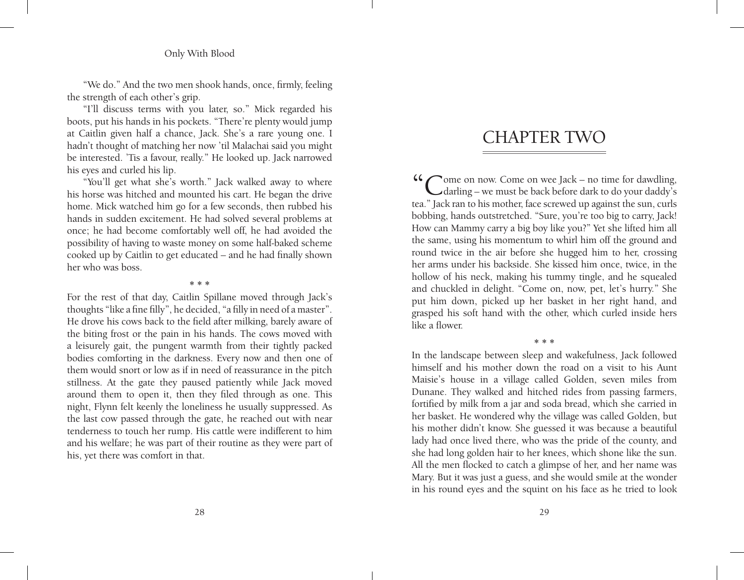"We do." And the two men shook hands, once, firmly, feeling the strength of each other's grip.

"I'll discuss terms with you later, so." Mick regarded his boots, put his hands in his pockets. "There're plenty would jump at Caitlin given half a chance, Jack. She's a rare young one. I hadn't thought of matching her now 'til Malachai said you might be interested. 'Tis a favour, really." He looked up. Jack narrowed his eyes and curled his lip.

"You'll get what she's worth." Jack walked away to where his horse was hitched and mounted his cart. He began the drive home. Mick watched him go for a few seconds, then rubbed his hands in sudden excitement. He had solved several problems at once; he had become comfortably well off, he had avoided the possibility of having to waste money on some half-baked scheme cooked up by Caitlin to get educated – and he had finally shown her who was boss.

\* \* \*

For the rest of that day, Caitlin Spillane moved through Jack's thoughts "like a fine filly", he decided, "a filly in need of a master". He drove his cows back to the field after milking, barely aware of the biting frost or the pain in his hands. The cows moved with a leisurely gait, the pungent warmth from their tightly packed bodies comforting in the darkness. Every now and then one of them would snort or low as if in need of reassurance in the pitch stillness. At the gate they paused patiently while Jack moved around them to open it, then they filed through as one. This night, Flynn felt keenly the loneliness he usually suppressed. As the last cow passed through the gate, he reached out with near tenderness to touch her rump. His cattle were indifferent to him and his welfare; he was part of their routine as they were part of his, yet there was comfort in that.

# CHAPTER TWO

"Come on now. Come on wee Jack – no time for dawdling, darling – we must be back before dark to do your daddy's tea." Jack ran to his mother, face screwed up against the sun, curls bobbing, hands outstretched. "Sure, you're too big to carry, Jack! How can Mammy carry a big boy like you?" Yet she lifted him all the same, using his momentum to whirl him off the ground and round twice in the air before she hugged him to her, crossing her arms under his backside. She kissed him once, twice, in the hollow of his neck, making his tummy tingle, and he squealed and chuckled in delight. "Come on, now, pet, let's hurry." She put him down, picked up her basket in her right hand, and grasped his soft hand with the other, which curled inside hers like a flower.

\* \* \*

In the landscape between sleep and wakefulness, Jack followed himself and his mother down the road on a visit to his Aunt Maisie's house in a village called Golden, seven miles from Dunane. They walked and hitched rides from passing farmers, fortified by milk from a jar and soda bread, which she carried in her basket. He wondered why the village was called Golden, but his mother didn't know. She guessed it was because a beautiful lady had once lived there, who was the pride of the county, and she had long golden hair to her knees, which shone like the sun. All the men flocked to catch a glimpse of her, and her name was Mary. But it was just a guess, and she would smile at the wonder in his round eyes and the squint on his face as he tried to look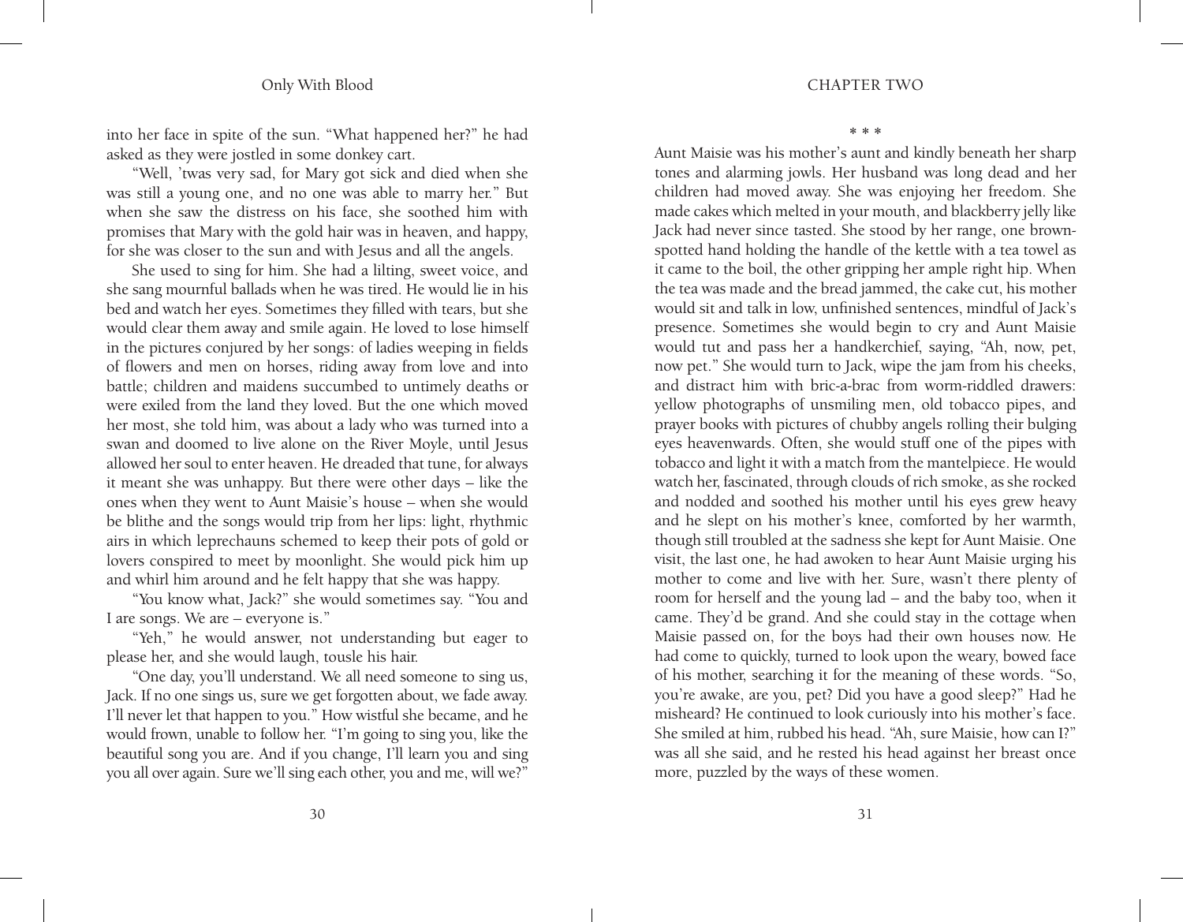into her face in spite of the sun. "What happened her?" he had asked as they were jostled in some donkey cart.

"Well, 'twas very sad, for Mary got sick and died when she was still a young one, and no one was able to marry her." But when she saw the distress on his face, she soothed him with promises that Mary with the gold hair was in heaven, and happy, for she was closer to the sun and with Jesus and all the angels.

She used to sing for him. She had a lilting, sweet voice, and she sang mournful ballads when he was tired. He would lie in his bed and watch her eyes. Sometimes they filled with tears, but she would clear them away and smile again. He loved to lose himself in the pictures conjured by her songs: of ladies weeping in fields of flowers and men on horses, riding away from love and into battle; children and maidens succumbed to untimely deaths or were exiled from the land they loved. But the one which moved her most, she told him, was about a lady who was turned into a swan and doomed to live alone on the River Moyle, until Jesus allowed her soul to enter heaven. He dreaded that tune, for always it meant she was unhappy. But there were other days – like the ones when they went to Aunt Maisie's house – when she would be blithe and the songs would trip from her lips: light, rhythmic airs in which leprechauns schemed to keep their pots of gold or lovers conspired to meet by moonlight. She would pick him up and whirl him around and he felt happy that she was happy.

"You know what, Jack?" she would sometimes say. "You and I are songs. We are – everyone is."

"Yeh," he would answer, not understanding but eager to please her, and she would laugh, tousle his hair.

"One day, you'll understand. We all need someone to sing us, Jack. If no one sings us, sure we get forgotten about, we fade away. I'll never let that happen to you." How wistful she became, and he would frown, unable to follow her. "I'm going to sing you, like the beautiful song you are. And if you change, I'll learn you and sing you all over again. Sure we'll sing each other, you and me, will we?"

\* \* \*

Aunt Maisie was his mother's aunt and kindly beneath her sharp tones and alarming jowls. Her husband was long dead and her children had moved away. She was enjoying her freedom. She made cakes which melted in your mouth, and blackberry jelly like Jack had never since tasted. She stood by her range, one brown-spotted hand holding the handle of the kettle with a tea towel as it came to the boil, the other gripping her ample right hip. When the tea was made and the bread jammed, the cake cut, his mother would sit and talk in low, unfinished sentences, mindful of Jack's presence. Sometimes she would begin to cry and Aunt Maisie would tut and pass her a handkerchief, saying, "Ah, now, pet, now pet." She would turn to Jack, wipe the jam from his cheeks, and distract him with bric-a-brac from worm-riddled drawers: yellow photographs of unsmiling men, old tobacco pipes, and prayer books with pictures of chubby angels rolling their bulging eyes heavenwards. Often, she would stuff one of the pipes with tobacco and light it with a match from the mantelpiece. He would watch her, fascinated, through clouds of rich smoke, as she rocked and nodded and soothed his mother until his eyes grew heavy and he slept on his mother's knee, comforted by her warmth, though still troubled at the sadness she kept for Aunt Maisie. One visit, the last one, he had awoken to hear Aunt Maisie urging his mother to come and live with her. Sure, wasn't there plenty of room for herself and the young lad – and the baby too, when it came. They'd be grand. And she could stay in the cottage when Maisie passed on, for the boys had their own houses now. He had come to quickly, turned to look upon the weary, bowed face of his mother, searching it for the meaning of these words. "So, you're awake, are you, pet? Did you have a good sleep?" Had he misheard? He continued to look curiously into his mother's face. She smiled at him, rubbed his head. "Ah, sure Maisie, how can I?" was all she said, and he rested his head against her breast once more, puzzled by the ways of these women.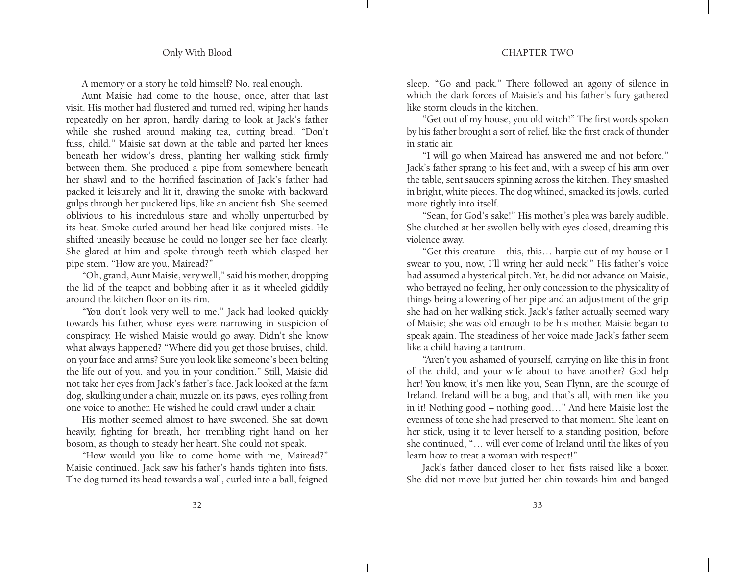A memory or a story he told himself? No, real enough.

Aunt Maisie had come to the house, once, after that last visit. His mother had flustered and turned red, wiping her hands repeatedly on her apron, hardly daring to look at Jack's father while she rushed around making tea, cutting bread. "Don't fuss, child." Maisie sat down at the table and parted her knees beneath her widow's dress, planting her walking stick firmly between them. She produced a pipe from somewhere beneath her shawl and to the horrified fascination of Jack's father had packed it leisurely and lit it, drawing the smoke with backward gulps through her puckered lips, like an ancient fish. She seemed oblivious to his incredulous stare and wholly unperturbed by its heat. Smoke curled around her head like conjured mists. He shifted uneasily because he could no longer see her face clearly. She glared at him and spoke through teeth which clasped her pipe stem. "How are you, Mairead?"

"Oh, grand, Aunt Maisie, very well," said his mother, dropping the lid of the teapot and bobbing after it as it wheeled giddily around the kitchen floor on its rim.

"You don't look very well to me." Jack had looked quickly towards his father, whose eyes were narrowing in suspicion of conspiracy. He wished Maisie would go away. Didn't she know what always happened? "Where did you get those bruises, child, on your face and arms? Sure you look like someone's been belting the life out of you, and you in your condition." Still, Maisie did not take her eyes from Jack's father's face. Jack looked at the farm dog, skulking under a chair, muzzle on its paws, eyes rolling from one voice to another. He wished he could crawl under a chair.

His mother seemed almost to have swooned. She sat down heavily, fighting for breath, her trembling right hand on her bosom, as though to steady her heart. She could not speak.

"How would you like to come home with me, Mairead?" Maisie continued. Jack saw his father's hands tighten into fists. The dog turned its head towards a wall, curled into a ball, feigned sleep. "Go and pack." There followed an agony of silence in which the dark forces of Maisie's and his father's fury gathered like storm clouds in the kitchen.

"Get out of my house, you old witch!" The first words spoken by his father brought a sort of relief, like the first crack of thunder in static air.

"I will go when Mairead has answered me and not before." Jack's father sprang to his feet and, with a sweep of his arm over the table, sent saucers spinning across the kitchen. They smashed in bright, white pieces. The dog whined, smacked its jowls, curled more tightly into itself.

"Sean, for God's sake!" His mother's plea was barely audible. She clutched at her swollen belly with eyes closed, dreaming this violence away.

"Get this creature – this, this… harpie out of my house or I swear to you, now, I'll wring her auld neck!" His father's voice had assumed a hysterical pitch. Yet, he did not advance on Maisie, who betrayed no feeling, her only concession to the physicality of things being a lowering of her pipe and an adjustment of the grip she had on her walking stick. Jack's father actually seemed wary of Maisie; she was old enough to be his mother. Maisie began to speak again. The steadiness of her voice made Jack's father seem like a child having a tantrum.

"Aren't you ashamed of yourself, carrying on like this in front of the child, and your wife about to have another? God help her! You know, it's men like you, Sean Flynn, are the scourge of Ireland. Ireland will be a bog, and that's all, with men like you in it! Nothing good – nothing good…" And here Maisie lost the evenness of tone she had preserved to that moment. She leant on her stick, using it to lever herself to a standing position, before she continued, "… will ever come of Ireland until the likes of you learn how to treat a woman with respect!"

Jack's father danced closer to her, fists raised like a boxer. She did not move but jutted her chin towards him and banged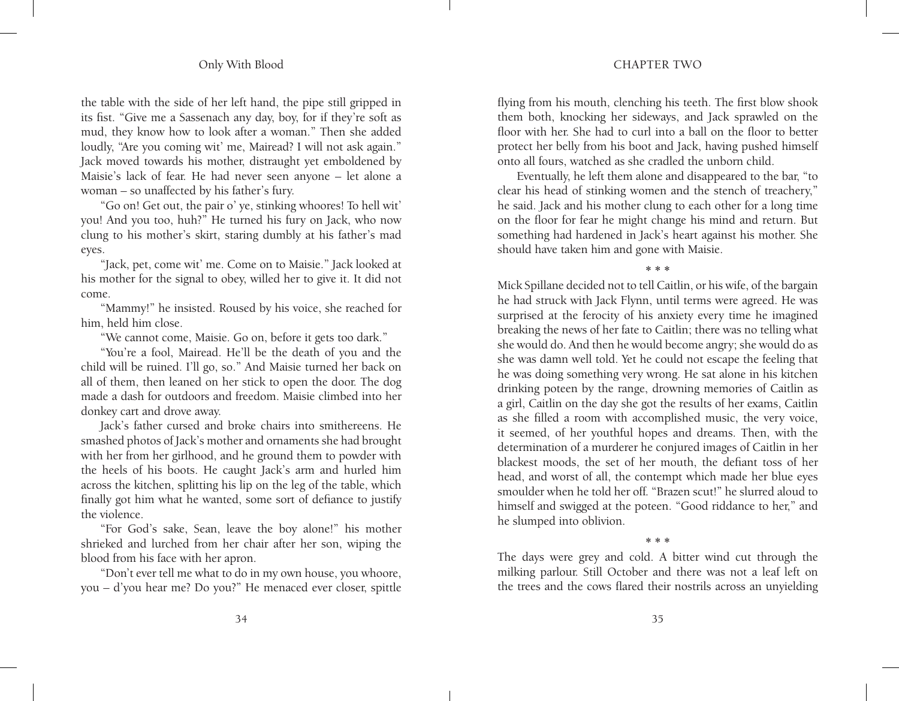the table with the side of her left hand, the pipe still gripped in its fist. "Give me a Sassenach any day, boy, for if they're soft as mud, they know how to look after a woman." Then she added loudly, "Are you coming wit' me, Mairead? I will not ask again." Jack moved towards his mother, distraught yet emboldened by Maisie's lack of fear. He had never seen anyone – let alone a woman – so unaffected by his father's fury.

"Go on! Get out, the pair o' ye, stinking whoores! To hell wit' you! And you too, huh?" He turned his fury on Jack, who now clung to his mother's skirt, staring dumbly at his father's mad eyes.

"Jack, pet, come wit' me. Come on to Maisie." Jack looked at his mother for the signal to obey, willed her to give it. It did not come.

"Mammy!" he insisted. Roused by his voice, she reached for him, held him close.

"We cannot come, Maisie. Go on, before it gets too dark."

"You're a fool, Mairead. He'll be the death of you and the child will be ruined. I'll go, so." And Maisie turned her back on all of them, then leaned on her stick to open the door. The dog made a dash for outdoors and freedom. Maisie climbed into her donkey cart and drove away.

Jack's father cursed and broke chairs into smithereens. He smashed photos of Jack's mother and ornaments she had brought with her from her girlhood, and he ground them to powder with the heels of his boots. He caught Jack's arm and hurled him across the kitchen, splitting his lip on the leg of the table, which finally got him what he wanted, some sort of defiance to justify the violence.

"For God's sake, Sean, leave the boy alone!" his mother shrieked and lurched from her chair after her son, wiping the blood from his face with her apron.

"Don't ever tell me what to do in my own house, you whoore, you – d'you hear me? Do you?" He menaced ever closer, spittle flying from his mouth, clenching his teeth. The first blow shook them both, knocking her sideways, and Jack sprawled on the floor with her. She had to curl into a ball on the floor to better protect her belly from his boot and Jack, having pushed himself onto all fours, watched as she cradled the unborn child.

Eventually, he left them alone and disappeared to the bar, "to clear his head of stinking women and the stench of treachery," he said. Jack and his mother clung to each other for a long time on the floor for fear he might change his mind and return. But something had hardened in Jack's heart against his mother. She should have taken him and gone with Maisie.

\* \* \*

Mick Spillane decided not to tell Caitlin, or his wife, of the bargain he had struck with Jack Flynn, until terms were agreed. He was surprised at the ferocity of his anxiety every time he imagined breaking the news of her fate to Caitlin; there was no telling what she would do. And then he would become angry; she would do as she was damn well told. Yet he could not escape the feeling that he was doing something very wrong. He sat alone in his kitchen drinking poteen by the range, drowning memories of Caitlin as a girl, Caitlin on the day she got the results of her exams, Caitlin as she filled a room with accomplished music, the very voice, it seemed, of her youthful hopes and dreams. Then, with the determination of a murderer he conjured images of Caitlin in her blackest moods, the set of her mouth, the defiant toss of her head, and worst of all, the contempt which made her blue eyes smoulder when he told her off. "Brazen scut!" he slurred aloud to himself and swigged at the poteen. "Good riddance to her," and he slumped into oblivion.

\* \* \*

The days were grey and cold. A bitter wind cut through the milking parlour. Still October and there was not a leaf left on the trees and the cows flared their nostrils across an unyielding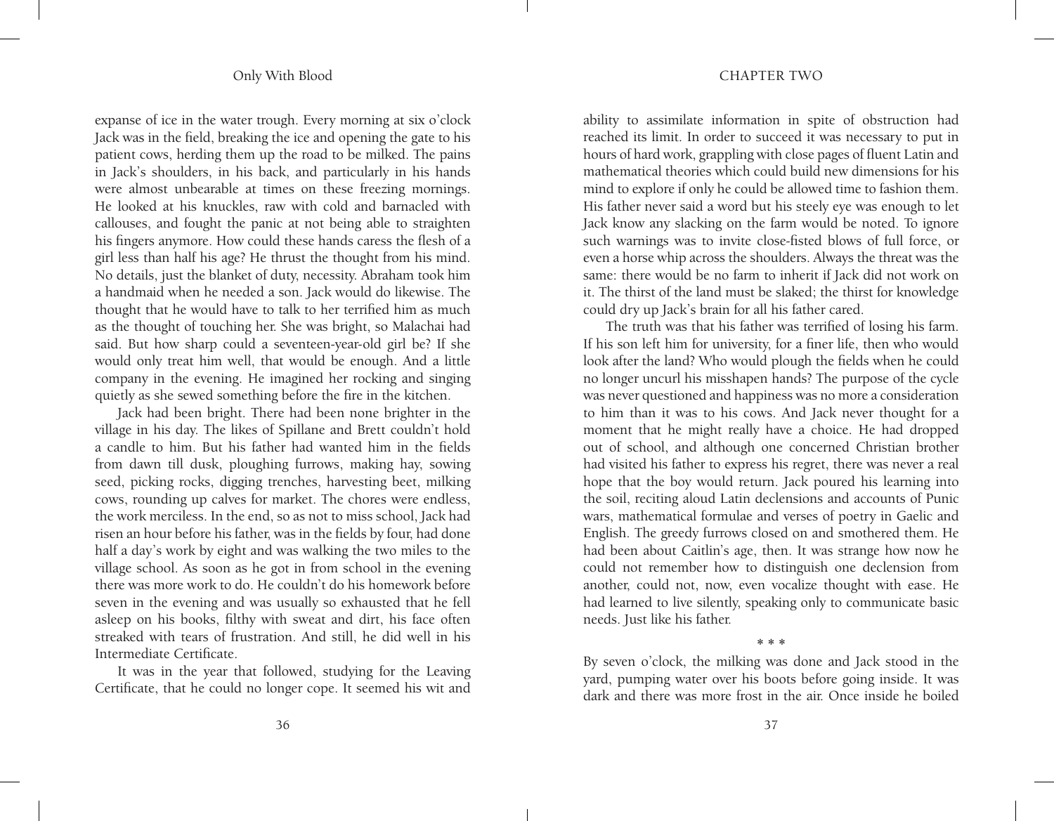expanse of ice in the water trough. Every morning at six o'clock Jack was in the field, breaking the ice and opening the gate to his patient cows, herding them up the road to be milked. The pains in Jack's shoulders, in his back, and particularly in his hands were almost unbearable at times on these freezing mornings. He looked at his knuckles, raw with cold and barnacled with callouses, and fought the panic at not being able to straighten his fingers anymore. How could these hands caress the flesh of a girl less than half his age? He thrust the thought from his mind. No details, just the blanket of duty, necessity. Abraham took him a handmaid when he needed a son. Jack would do likewise. The thought that he would have to talk to her terrified him as much as the thought of touching her. She was bright, so Malachai had said. But how sharp could a seventeen-year-old girl be? If she would only treat him well, that would be enough. And a little company in the evening. He imagined her rocking and singing quietly as she sewed something before the fire in the kitchen.

Jack had been bright. There had been none brighter in the village in his day. The likes of Spillane and Brett couldn't hold a candle to him. But his father had wanted him in the fields from dawn till dusk, ploughing furrows, making hay, sowing seed, picking rocks, digging trenches, harvesting beet, milking cows, rounding up calves for market. The chores were endless, the work merciless. In the end, so as not to miss school, Jack had risen an hour before his father, was in the fields by four, had done half a day's work by eight and was walking the two miles to the village school. As soon as he got in from school in the evening there was more work to do. He couldn't do his homework before seven in the evening and was usually so exhausted that he fell asleep on his books, filthy with sweat and dirt, his face often streaked with tears of frustration. And still, he did well in his Intermediate Certificate.

It was in the year that followed, studying for the Leaving Certificate, that he could no longer cope. It seemed his wit and ability to assimilate information in spite of obstruction had reached its limit. In order to succeed it was necessary to put in hours of hard work, grappling with close pages of fluent Latin and mathematical theories which could build new dimensions for his mind to explore if only he could be allowed time to fashion them. His father never said a word but his steely eye was enough to let Jack know any slacking on the farm would be noted. To ignore such warnings was to invite close-fisted blows of full force, or even a horse whip across the shoulders. Always the threat was the same: there would be no farm to inherit if Jack did not work on it. The thirst of the land must be slaked; the thirst for knowledge could dry up Jack's brain for all his father cared.

The truth was that his father was terrified of losing his farm. If his son left him for university, for a finer life, then who would look after the land? Who would plough the fields when he could no longer uncurl his misshapen hands? The purpose of the cycle was never questioned and happiness was no more a consideration to him than it was to his cows. And Jack never thought for a moment that he might really have a choice. He had dropped out of school, and although one concerned Christian brother had visited his father to express his regret, there was never a real hope that the boy would return. Jack poured his learning into the soil, reciting aloud Latin declensions and accounts of Punic wars, mathematical formulae and verses of poetry in Gaelic and English. The greedy furrows closed on and smothered them. He had been about Caitlin's age, then. It was strange how now he could not remember how to distinguish one declension from another, could not, now, even vocalize thought with ease. He had learned to live silently, speaking only to communicate basic needs. Just like his father.

\* \* \*

By seven o'clock, the milking was done and Jack stood in the yard, pumping water over his boots before going inside. It was dark and there was more frost in the air. Once inside he boiled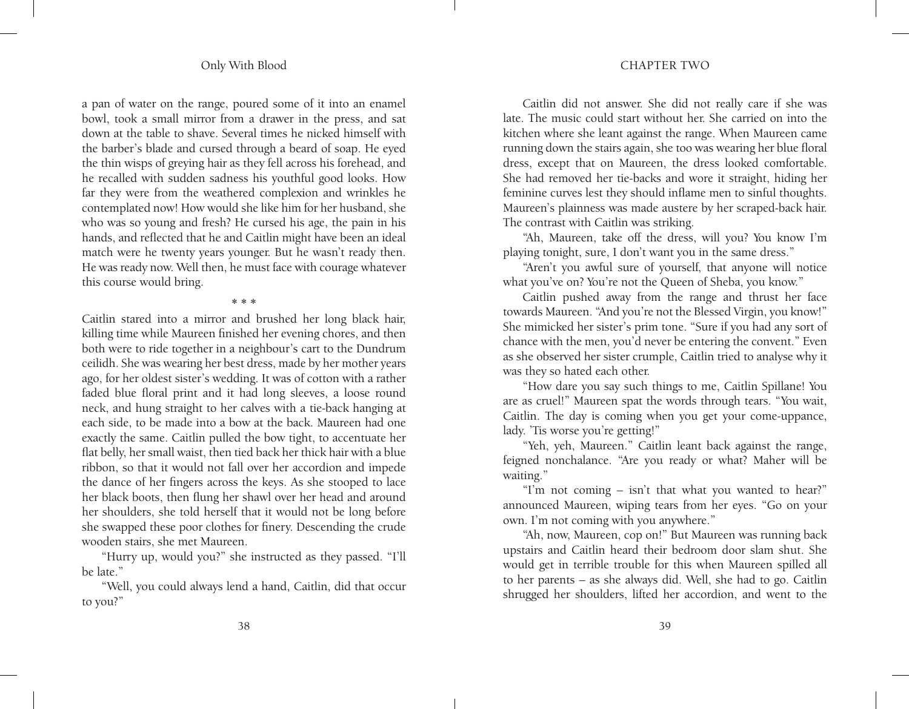a pan of water on the range, poured some of it into an enamel bowl, took a small mirror from a drawer in the press, and sat down at the table to shave. Several times he nicked himself with the barber's blade and cursed through a beard of soap. He eyed the thin wisps of greying hair as they fell across his forehead, and he recalled with sudden sadness his youthful good looks. How far they were from the weathered complexion and wrinkles he contemplated now! How would she like him for her husband, she who was so young and fresh? He cursed his age, the pain in his hands, and reflected that he and Caitlin might have been an ideal match were he twenty years younger. But he wasn't ready then. He was ready now. Well then, he must face with courage whatever this course would bring.

\* \* \*

Caitlin stared into a mirror and brushed her long black hair, killing time while Maureen finished her evening chores, and then both were to ride together in a neighbour's cart to the Dundrum ceilidh. She was wearing her best dress, made by her mother years ago, for her oldest sister's wedding. It was of cotton with a rather faded blue floral print and it had long sleeves, a loose round neck, and hung straight to her calves with a tie-back hanging at each side, to be made into a bow at the back. Maureen had one exactly the same. Caitlin pulled the bow tight, to accentuate her flat belly, her small waist, then tied back her thick hair with a blue ribbon, so that it would not fall over her accordion and impede the dance of her fingers across the keys. As she stooped to lace her black boots, then flung her shawl over her head and around her shoulders, she told herself that it would not be long before she swapped these poor clothes for finery. Descending the crude wooden stairs, she met Maureen.

"Hurry up, would you?" she instructed as they passed. "I'll be late."

"Well, you could always lend a hand, Caitlin, did that occur to you?"

Caitlin did not answer. She did not really care if she was late. The music could start without her. She carried on into the kitchen where she leant against the range. When Maureen came running down the stairs again, she too was wearing her blue floral dress, except that on Maureen, the dress looked comfortable. She had removed her tie-backs and wore it straight, hiding her feminine curves lest they should inflame men to sinful thoughts. Maureen's plainness was made austere by her scraped-back hair. The contrast with Caitlin was striking.

"Ah, Maureen, take off the dress, will you? You know I'm playing tonight, sure, I don't want you in the same dress."

"Aren't you awful sure of yourself, that anyone will notice what you've on? You're not the Queen of Sheba, you know."

Caitlin pushed away from the range and thrust her face towards Maureen. "And you're not the Blessed Virgin, you know!" She mimicked her sister's prim tone. "Sure if you had any sort of chance with the men, you'd never be entering the convent." Even as she observed her sister crumple, Caitlin tried to analyse why it was they so hated each other.

"How dare you say such things to me, Caitlin Spillane! You are as cruel!" Maureen spat the words through tears. "You wait, Caitlin. The day is coming when you get your come-uppance, lady. 'Tis worse you're getting!"

"Yeh, yeh, Maureen." Caitlin leant back against the range, feigned nonchalance. "Are you ready or what? Maher will be waiting."

"I'm not coming – isn't that what you wanted to hear?" announced Maureen, wiping tears from her eyes. "Go on your own. I'm not coming with you anywhere."

"Ah, now, Maureen, cop on!" But Maureen was running back upstairs and Caitlin heard their bedroom door slam shut. She would get in terrible trouble for this when Maureen spilled all to her parents – as she always did. Well, she had to go. Caitlin shrugged her shoulders, lifted her accordion, and went to the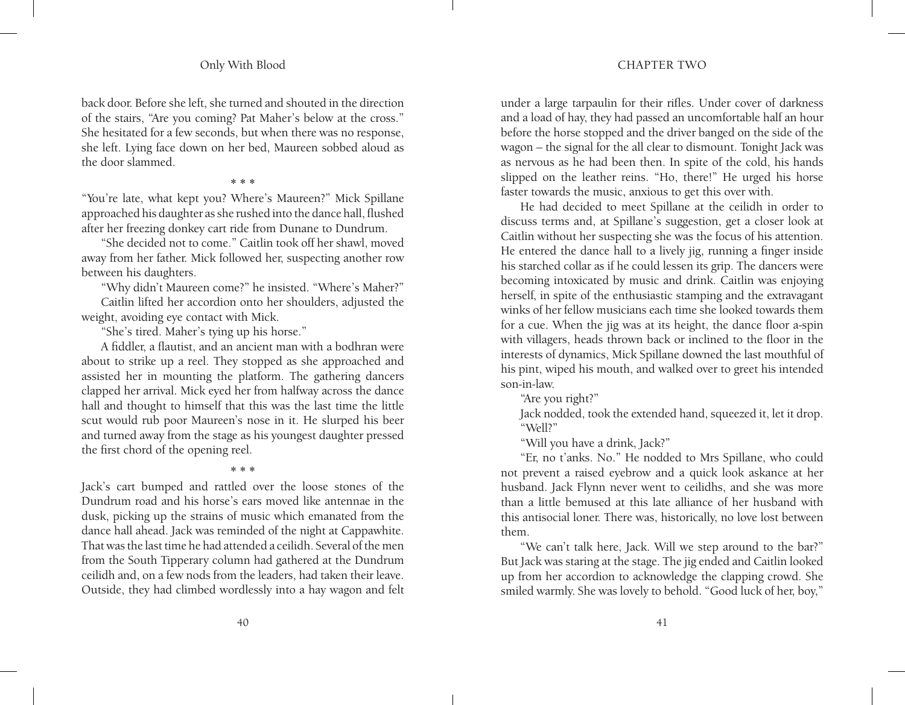back door. Before she left, she turned and shouted in the direction of the stairs, "Are you coming? Pat Maher's below at the cross." She hesitated for a few seconds, but when there was no response, she left. Lying face down on her bed, Maureen sobbed aloud as the door slammed.

\* \* \*

"You're late, what kept you? Where's Maureen?" Mick Spillane approached his daughter as she rushed into the dance hall, flushed after her freezing donkey cart ride from Dunane to Dundrum.

"She decided not to come." Caitlin took off her shawl, moved away from her father. Mick followed her, suspecting another row between his daughters.

"Why didn't Maureen come?" he insisted. "Where's Maher?"

Caitlin lifted her accordion onto her shoulders, adjusted the weight, avoiding eye contact with Mick.

"She's tired. Maher's tying up his horse."

A fiddler, a flautist, and an ancient man with a bodhran were about to strike up a reel. They stopped as she approached and assisted her in mounting the platform. The gathering dancers clapped her arrival. Mick eyed her from halfway across the dance hall and thought to himself that this was the last time the little scut would rub poor Maureen's nose in it. He slurped his beer and turned away from the stage as his youngest daughter pressed the first chord of the opening reel.

\* \* \*

Jack's cart bumped and rattled over the loose stones of the Dundrum road and his horse's ears moved like antennae in the dusk, picking up the strains of music which emanated from the dance hall ahead. Jack was reminded of the night at Cappawhite. That was the last time he had attended a ceilidh. Several of the men from the South Tipperary column had gathered at the Dundrum ceilidh and, on a few nods from the leaders, had taken their leave. Outside, they had climbed wordlessly into a hay wagon and felt under a large tarpaulin for their rifles. Under cover of darkness and a load of hay, they had passed an uncomfortable half an hour before the horse stopped and the driver banged on the side of the wagon – the signal for the all clear to dismount. Tonight Jack was as nervous as he had been then. In spite of the cold, his hands slipped on the leather reins. "Ho, there!" He urged his horse faster towards the music, anxious to get this over with.

He had decided to meet Spillane at the ceilidh in order to discuss terms and, at Spillane's suggestion, get a closer look at Caitlin without her suspecting she was the focus of his attention. He entered the dance hall to a lively jig, running a finger inside his starched collar as if he could lessen its grip. The dancers were becoming intoxicated by music and drink. Caitlin was enjoying herself, in spite of the enthusiastic stamping and the extravagant winks of her fellow musicians each time she looked towards them for a cue. When the jig was at its height, the dance floor a-spin with villagers, heads thrown back or inclined to the floor in the interests of dynamics, Mick Spillane downed the last mouthful of his pint, wiped his mouth, and walked over to greet his intended son-in-law.

"Are you right?"

Jack nodded, took the extended hand, squeezed it, let it drop. "Well?"

"Will you have a drink, Jack?"

"Er, no t'anks. No." He nodded to Mrs Spillane, who could not prevent a raised eyebrow and a quick look askance at her husband. Jack Flynn never went to ceilidhs, and she was more than a little bemused at this late alliance of her husband with this antisocial loner. There was, historically, no love lost between them.

"We can't talk here, Jack. Will we step around to the bar?" But Jack was staring at the stage. The jig ended and Caitlin looked up from her accordion to acknowledge the clapping crowd. She smiled warmly. She was lovely to behold. "Good luck of her, boy,"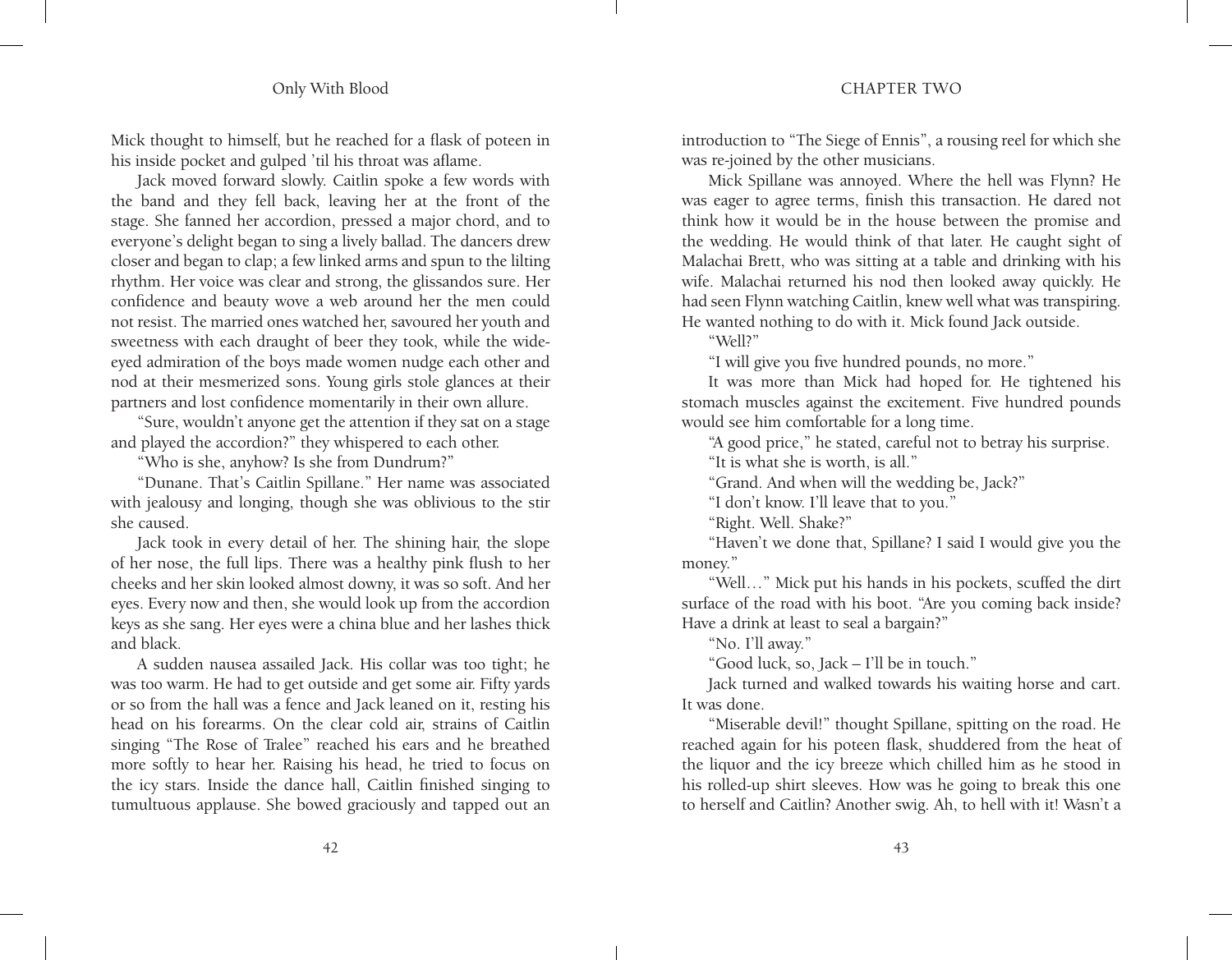Mick thought to himself, but he reached for a flask of poteen in his inside pocket and gulped 'til his throat was aflame.

Jack moved forward slowly. Caitlin spoke a few words with the band and they fell back, leaving her at the front of the stage. She fanned her accordion, pressed a major chord, and to everyone's delight began to sing a lively ballad. The dancers drew closer and began to clap; a few linked arms and spun to the lilting rhythm. Her voice was clear and strong, the glissandos sure. Her confidence and beauty wove a web around her the men could not resist. The married ones watched her, savoured her youth and sweetness with each draught of beer they took, while the wide-eyed admiration of the boys made women nudge each other and nod at their mesmerized sons. Young girls stole glances at their partners and lost confidence momentarily in their own allure.

"Sure, wouldn't anyone get the attention if they sat on a stage and played the accordion?" they whispered to each other.

"Who is she, anyhow? Is she from Dundrum?"

"Dunane. That's Caitlin Spillane." Her name was associated with jealousy and longing, though she was oblivious to the stir she caused.

Jack took in every detail of her. The shining hair, the slope of her nose, the full lips. There was a healthy pink flush to her cheeks and her skin looked almost downy, it was so soft. And her eyes. Every now and then, she would look up from the accordion keys as she sang. Her eyes were a china blue and her lashes thick and black.

A sudden nausea assailed Jack. His collar was too tight; he was too warm. He had to get outside and get some air. Fifty yards or so from the hall was a fence and Jack leaned on it, resting his head on his forearms. On the clear cold air, strains of Caitlin singing "The Rose of Tralee" reached his ears and he breathed more softly to hear her. Raising his head, he tried to focus on the icy stars. Inside the dance hall, Caitlin finished singing to tumultuous applause. She bowed graciously and tapped out an introduction to "The Siege of Ennis", a rousing reel for which she was re-joined by the other musicians.

Mick Spillane was annoyed. Where the hell was Flynn? He was eager to agree terms, finish this transaction. He dared not think how it would be in the house between the promise and the wedding. He would think of that later. He caught sight of Malachai Brett, who was sitting at a table and drinking with his wife. Malachai returned his nod then looked away quickly. He had seen Flynn watching Caitlin, knew well what was transpiring. He wanted nothing to do with it. Mick found Jack outside.

"Well?"

"I will give you five hundred pounds, no more."

It was more than Mick had hoped for. He tightened his stomach muscles against the excitement. Five hundred pounds would see him comfortable for a long time.

"A good price," he stated, careful not to betray his surprise.

"It is what she is worth, is all."

"Grand. And when will the wedding be, Jack?"

"I don't know. I'll leave that to you."

"Right. Well. Shake?"

"Haven't we done that, Spillane? I said I would give you the money."

"Well…" Mick put his hands in his pockets, scuffed the dirt surface of the road with his boot. "Are you coming back inside? Have a drink at least to seal a bargain?"

"No. I'll away."

"Good luck, so, Jack – I'll be in touch."

Jack turned and walked towards his waiting horse and cart. It was done.

"Miserable devil!" thought Spillane, spitting on the road. He reached again for his poteen flask, shuddered from the heat of the liquor and the icy breeze which chilled him as he stood in his rolled-up shirt sleeves. How was he going to break this one to herself and Caitlin? Another swig. Ah, to hell with it! Wasn't a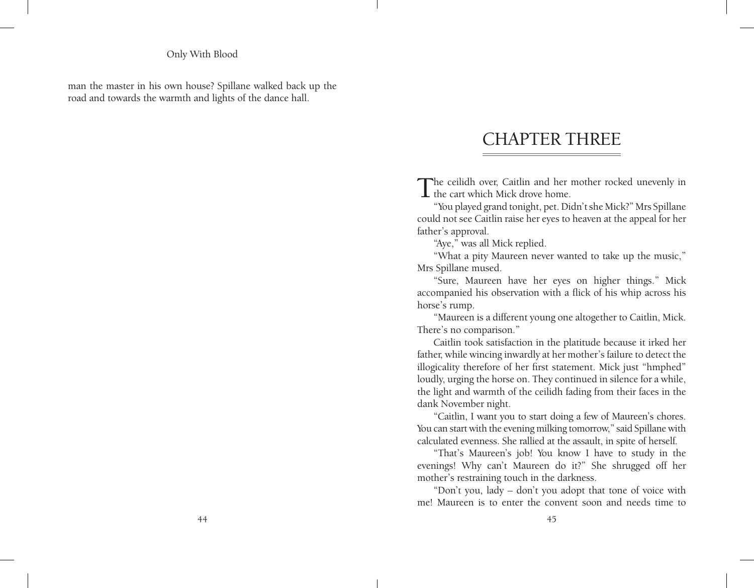man the master in his own house? Spillane walked back up the road and towards the warmth and lights of the dance hall.

# CHAPTER THREE

The ceilidh over, Caitlin and her mother rocked unevenly in the cart which Mick drove home.

"You played grand tonight, pet. Didn't she Mick?" Mrs Spillane could not see Caitlin raise her eyes to heaven at the appeal for her father's approval.

"Aye," was all Mick replied.

"What a pity Maureen never wanted to take up the music," Mrs Spillane mused.

"Sure, Maureen have her eyes on higher things." Mick accompanied his observation with a flick of his whip across his horse's rump.

"Maureen is a different young one altogether to Caitlin, Mick. There's no comparison."

Caitlin took satisfaction in the platitude because it irked her father, while wincing inwardly at her mother's failure to detect the illogicality therefore of her first statement. Mick just "hmphed" loudly, urging the horse on. They continued in silence for a while, the light and warmth of the ceilidh fading from their faces in the dank November night.

"Caitlin, I want you to start doing a few of Maureen's chores. You can start with the evening milking tomorrow," said Spillane with calculated evenness. She rallied at the assault, in spite of herself.

"That's Maureen's job! You know I have to study in the evenings! Why can't Maureen do it?" She shrugged off her mother's restraining touch in the darkness.

"Don't you, lady – don't you adopt that tone of voice with me! Maureen is to enter the convent soon and needs time to